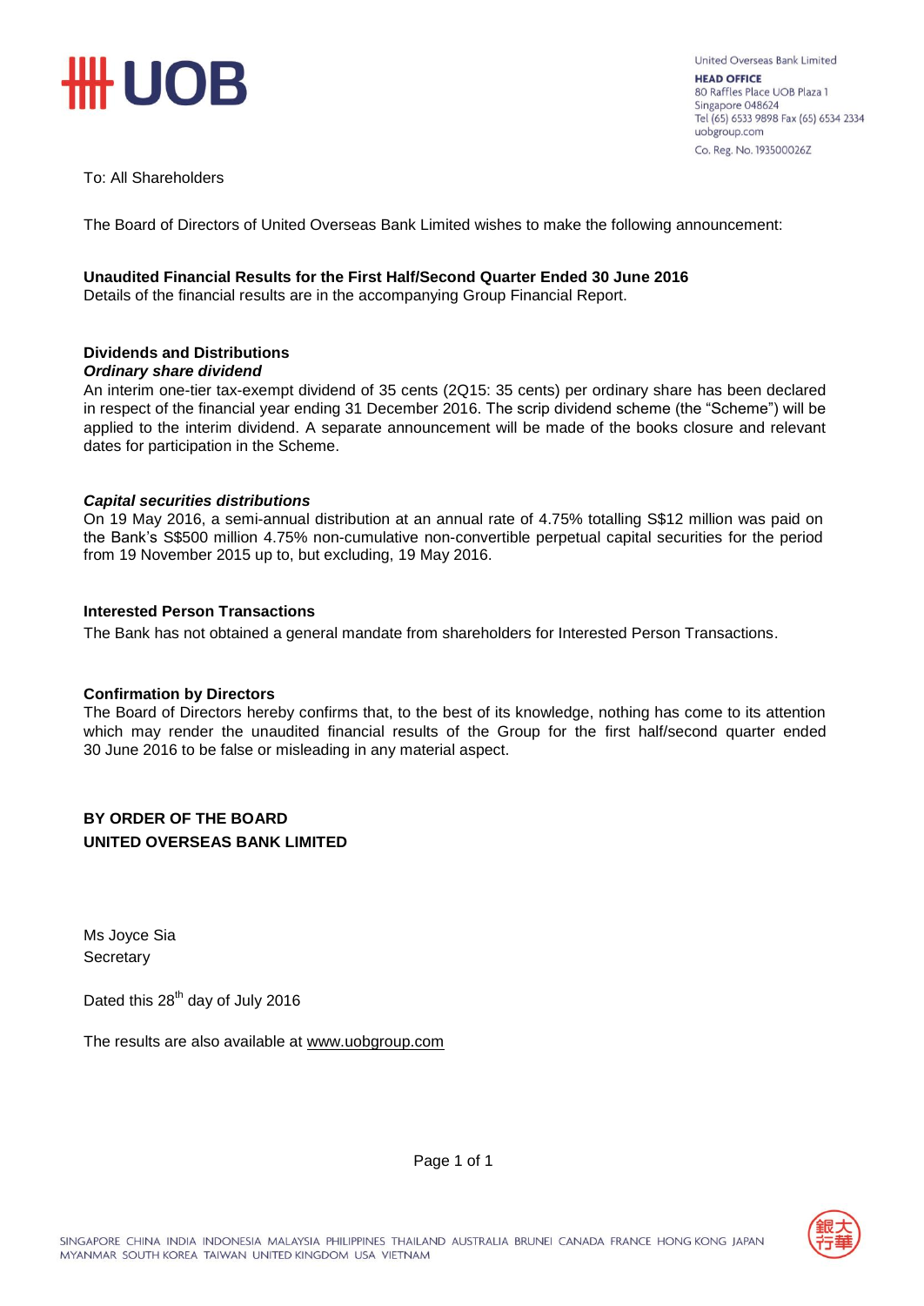United Overseas Bank Limited
**HEAD OFFICE**
80 Raffles Place UOB Plaza 1
Singapore 048624
Tel (65) 6533 9898 Fax (65) 6534 2334
uobgroup.com
Co. Reg. No. 193500026Z

To: All Shareholders

The Board of Directors of United Overseas Bank Limited wishes to make the following announcement:

**Unaudited Financial Results for the First Half/Second Quarter Ended 30 June 2016**
Details of the financial results are in the accompanying Group Financial Report.

**Dividends and Distributions**
***Ordinary share dividend***
An interim one-tier tax-exempt dividend of 35 cents (2Q15: 35 cents) per ordinary share has been declared in respect of the financial year ending 31 December 2016. The scrip dividend scheme (the "Scheme") will be applied to the interim dividend. A separate announcement will be made of the books closure and relevant dates for participation in the Scheme.

***Capital securities distributions***
On 19 May 2016, a semi-annual distribution at an annual rate of 4.75% totalling S$12 million was paid on the Bank's S$500 million 4.75% non-cumulative non-convertible perpetual capital securities for the period from 19 November 2015 up to, but excluding, 19 May 2016.

**Interested Person Transactions**
The Bank has not obtained a general mandate from shareholders for Interested Person Transactions.

**Confirmation by Directors**
The Board of Directors hereby confirms that, to the best of its knowledge, nothing has come to its attention which may render the unaudited financial results of the Group for the first half/second quarter ended 30 June 2016 to be false or misleading in any material aspect.

**BY ORDER OF THE BOARD**
**UNITED OVERSEAS BANK LIMITED**

Ms Joyce Sia
Secretary

Dated this 28th day of July 2016

The results are also available at www.uobgroup.com

SINGAPORE CHINA INDIA INDONESIA MALAYSIA PHILIPPINES THAILAND AUSTRALIA BRUNEI CANADA FRANCE HONG KONG JAPAN MYANMAR SOUTH KOREA TAIWAN UNITED KINGDOM USA VIETNAM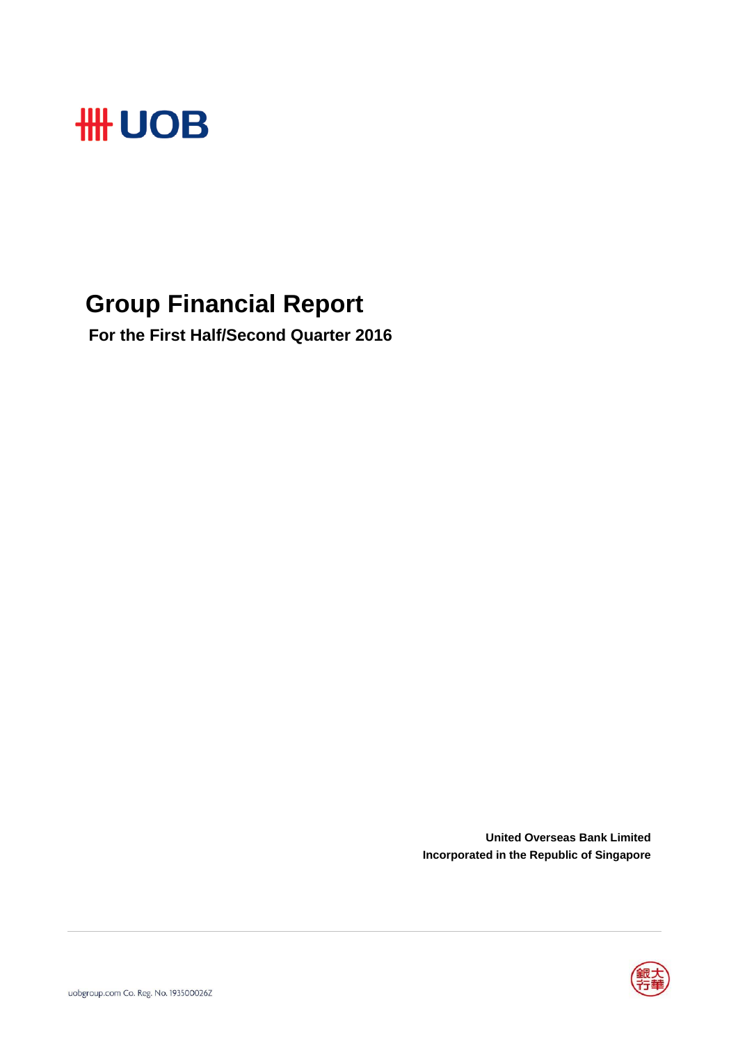# UOB

## Group Financial Report

**For the First Half/Second Quarter 2016**

**United Overseas Bank Limited**
**Incorporated in the Republic of Singapore**

uobgroup.com Co. Reg. No. 193500026Z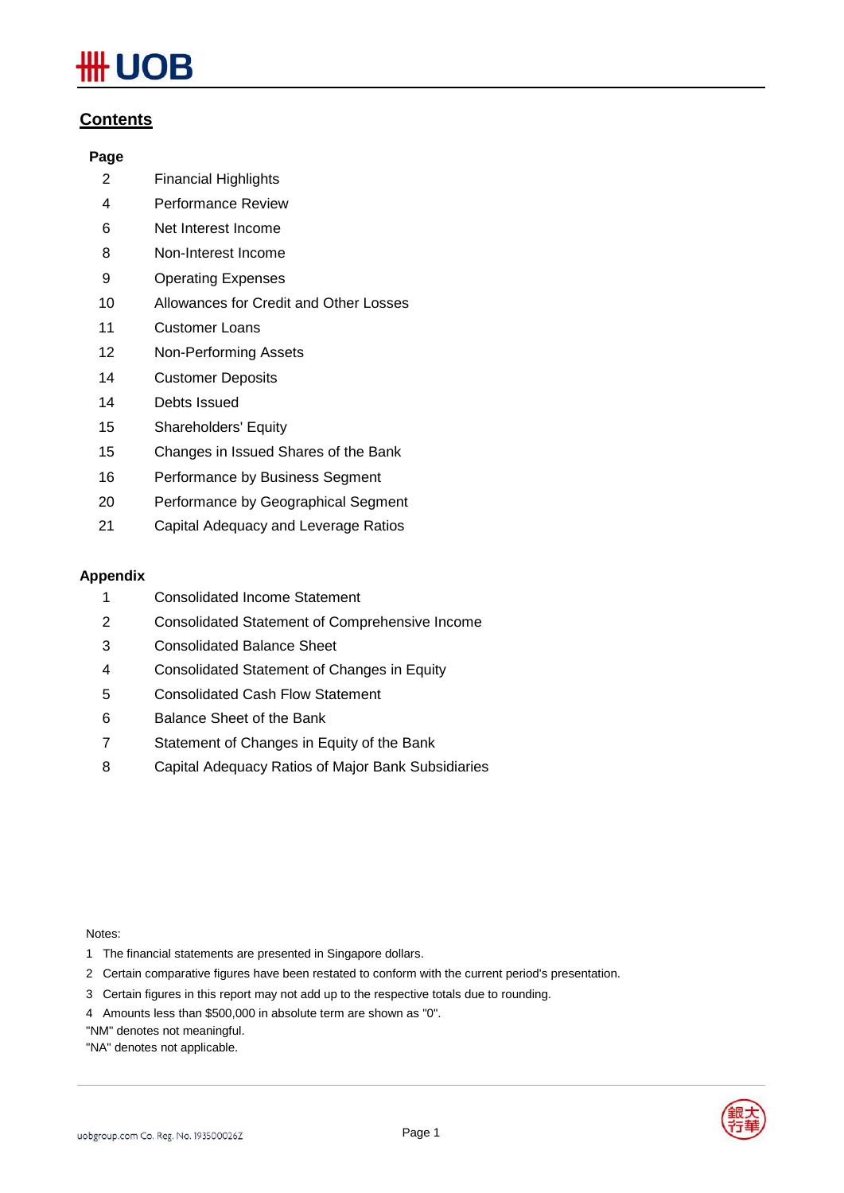## Contents

| Page | |
|---|---|
| 2 | Financial Highlights |
| 4 | Performance Review |
| 6 | Net Interest Income |
| 8 | Non-Interest Income |
| 9 | Operating Expenses |
| 10 | Allowances for Credit and Other Losses |
| 11 | Customer Loans |
| 12 | Non-Performing Assets |
| 14 | Customer Deposits |
| 14 | Debts Issued |
| 15 | Shareholders' Equity |
| 15 | Changes in Issued Shares of the Bank |
| 16 | Performance by Business Segment |
| 20 | Performance by Geographical Segment |
| 21 | Capital Adequacy and Leverage Ratios |

**Appendix**

| | |
|---|---|
| 1 | Consolidated Income Statement |
| 2 | Consolidated Statement of Comprehensive Income |
| 3 | Consolidated Balance Sheet |
| 4 | Consolidated Statement of Changes in Equity |
| 5 | Consolidated Cash Flow Statement |
| 6 | Balance Sheet of the Bank |
| 7 | Statement of Changes in Equity of the Bank |
| 8 | Capital Adequacy Ratios of Major Bank Subsidiaries |

Notes:

1 The financial statements are presented in Singapore dollars.

2 Certain comparative figures have been restated to conform with the current period's presentation.

3 Certain figures in this report may not add up to the respective totals due to rounding.

4 Amounts less than $500,000 in absolute term are shown as "0".

"NM" denotes not meaningful.

"NA" denotes not applicable.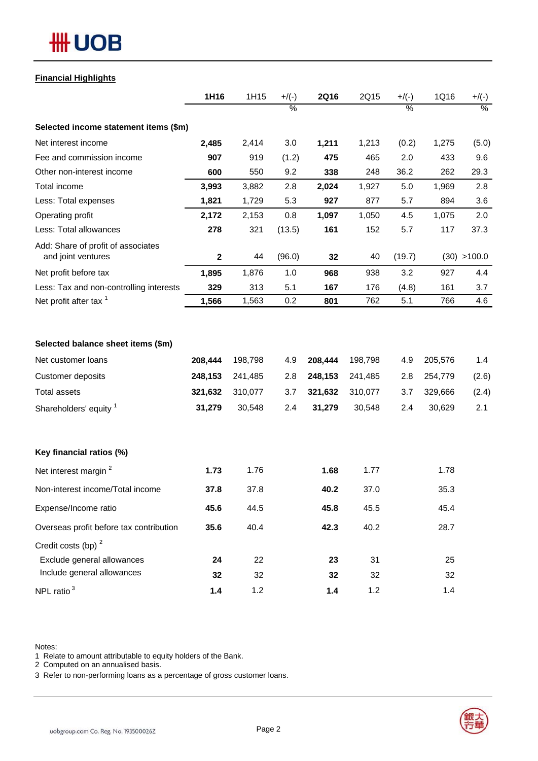## Financial Highlights

| | 1H16 | 1H15 | +/(-) % | 2Q16 | 2Q15 | +/(-) % | 1Q16 | +/(-) % |
|---|---|---|---|---|---|---|---|---|
| **Selected income statement items ($m)** | | | | | | | | |
| Net interest income | **2,485** | 2,414 | 3.0 | **1,211** | 1,213 | (0.2) | 1,275 | (5.0) |
| Fee and commission income | **907** | 919 | (1.2) | **475** | 465 | 2.0 | 433 | 9.6 |
| Other non-interest income | **600** | 550 | 9.2 | **338** | 248 | 36.2 | 262 | 29.3 |
| Total income | **3,993** | 3,882 | 2.8 | **2,024** | 1,927 | 5.0 | 1,969 | 2.8 |
| Less: Total expenses | **1,821** | 1,729 | 5.3 | **927** | 877 | 5.7 | 894 | 3.6 |
| Operating profit | **2,172** | 2,153 | 0.8 | **1,097** | 1,050 | 4.5 | 1,075 | 2.0 |
| Less: Total allowances | **278** | 321 | (13.5) | **161** | 152 | 5.7 | 117 | 37.3 |
| Add: Share of profit of associates and joint ventures | **2** | 44 | (96.0) | **32** | 40 | (19.7) | (30) | >100.0 |
| Net profit before tax | **1,895** | 1,876 | 1.0 | **968** | 938 | 3.2 | 927 | 4.4 |
| Less: Tax and non-controlling interests | **329** | 313 | 5.1 | **167** | 176 | (4.8) | 161 | 3.7 |
| Net profit after tax [1] | **1,566** | 1,563 | 0.2 | **801** | 762 | 5.1 | 766 | 4.6 |
| **Selected balance sheet items ($m)** | | | | | | | | |
| Net customer loans | **208,444** | 198,798 | 4.9 | **208,444** | 198,798 | 4.9 | 205,576 | 1.4 |
| Customer deposits | **248,153** | 241,485 | 2.8 | **248,153** | 241,485 | 2.8 | 254,779 | (2.6) |
| Total assets | **321,632** | 310,077 | 3.7 | **321,632** | 310,077 | 3.7 | 329,666 | (2.4) |
| Shareholders' equity [1] | **31,279** | 30,548 | 2.4 | **31,279** | 30,548 | 2.4 | 30,629 | 2.1 |
| **Key financial ratios (%)** | | | | | | | | |
| Net interest margin [2] | **1.73** | 1.76 | | **1.68** | 1.77 | | 1.78 | |
| Non-interest income/Total income | **37.8** | 37.8 | | **40.2** | 37.0 | | 35.3 | |
| Expense/Income ratio | **45.6** | 44.5 | | **45.8** | 45.5 | | 45.4 | |
| Overseas profit before tax contribution | **35.6** | 40.4 | | **42.3** | 40.2 | | 28.7 | |
| Credit costs (bp) [2] | | | | | | | | |
| Exclude general allowances | **24** | 22 | | **23** | 31 | | 25 | |
| Include general allowances | **32** | 32 | | **32** | 32 | | 32 | |
| NPL ratio [3] | **1.4** | 1.2 | | **1.4** | 1.2 | | 1.4 | |

Notes:
1 Relate to amount attributable to equity holders of the Bank.
2 Computed on an annualised basis.
3 Refer to non-performing loans as a percentage of gross customer loans.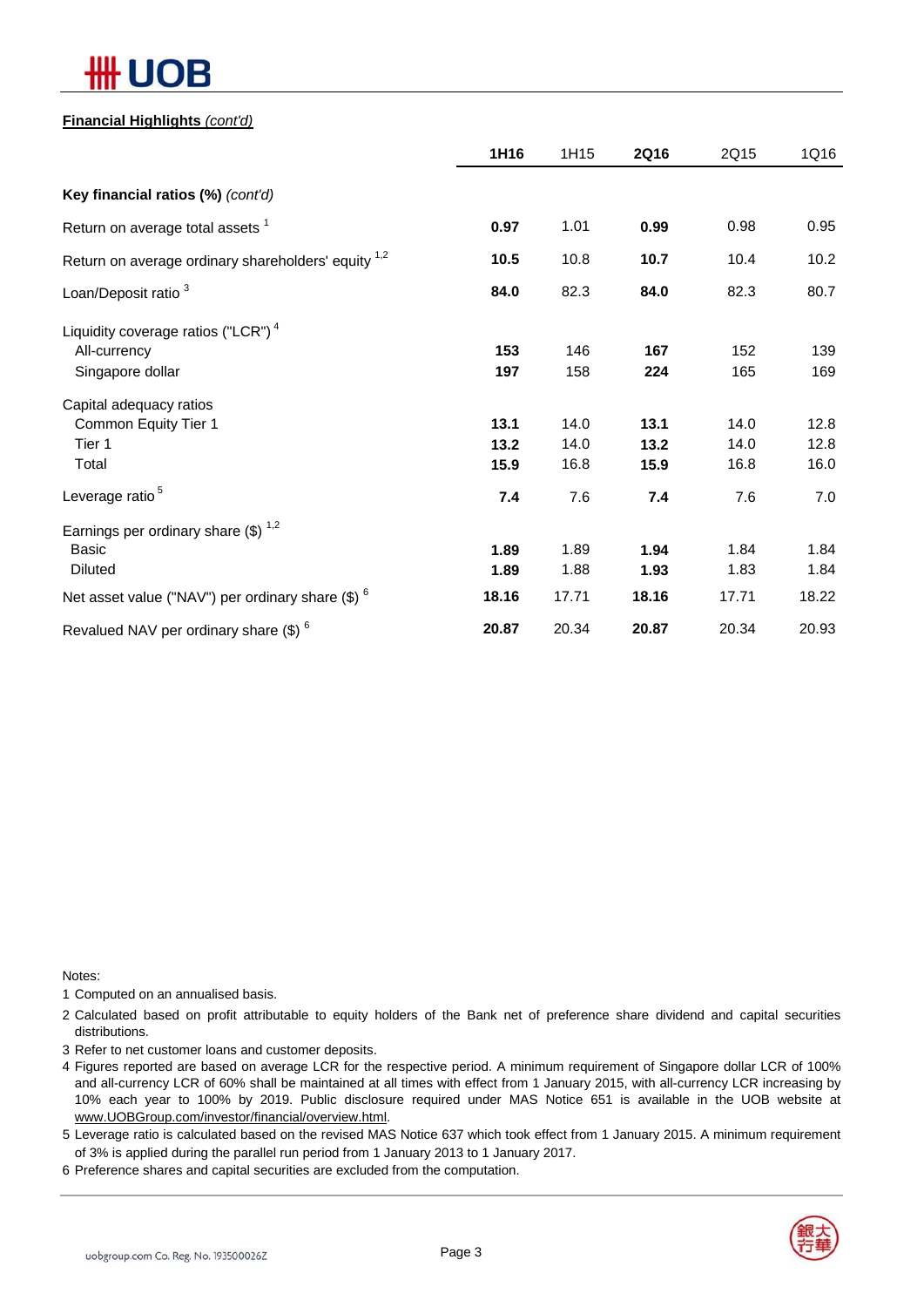**Financial Highlights** *(cont'd)*

| | 1H16 | 1H15 | 2Q16 | 2Q15 | 1Q16 |
|---|---|---|---|---|---|
| **Key financial ratios (%)** *(cont'd)* | | | | | |
| Return on average total assets [1] | **0.97** | 1.01 | **0.99** | 0.98 | 0.95 |
| Return on average ordinary shareholders' equity [1,2] | **10.5** | 10.8 | **10.7** | 10.4 | 10.2 |
| Loan/Deposit ratio [3] | **84.0** | 82.3 | **84.0** | 82.3 | 80.7 |
| Liquidity coverage ratios ("LCR") [4] | | | | | |
| All-currency | **153** | 146 | **167** | 152 | 139 |
| Singapore dollar | **197** | 158 | **224** | 165 | 169 |
| Capital adequacy ratios | | | | | |
| Common Equity Tier 1 | **13.1** | 14.0 | **13.1** | 14.0 | 12.8 |
| Tier 1 | **13.2** | 14.0 | **13.2** | 14.0 | 12.8 |
| Total | **15.9** | 16.8 | **15.9** | 16.8 | 16.0 |
| Leverage ratio [5] | **7.4** | 7.6 | **7.4** | 7.6 | 7.0 |
| Earnings per ordinary share ($) [1,2] | | | | | |
| Basic | **1.89** | 1.89 | **1.94** | 1.84 | 1.84 |
| Diluted | **1.89** | 1.88 | **1.93** | 1.83 | 1.84 |
| Net asset value ("NAV") per ordinary share ($) [6] | **18.16** | 17.71 | **18.16** | 17.71 | 18.22 |
| Revalued NAV per ordinary share ($) [6] | **20.87** | 20.34 | **20.87** | 20.34 | 20.93 |

Notes:

1 Computed on an annualised basis.

2 Calculated based on profit attributable to equity holders of the Bank net of preference share dividend and capital securities distributions.

3 Refer to net customer loans and customer deposits.

4 Figures reported are based on average LCR for the respective period. A minimum requirement of Singapore dollar LCR of 100% and all-currency LCR of 60% shall be maintained at all times with effect from 1 January 2015, with all-currency LCR increasing by 10% each year to 100% by 2019. Public disclosure required under MAS Notice 651 is available in the UOB website at www.UOBGroup.com/investor/financial/overview.html.

5 Leverage ratio is calculated based on the revised MAS Notice 637 which took effect from 1 January 2015. A minimum requirement of 3% is applied during the parallel run period from 1 January 2013 to 1 January 2017.

6 Preference shares and capital securities are excluded from the computation.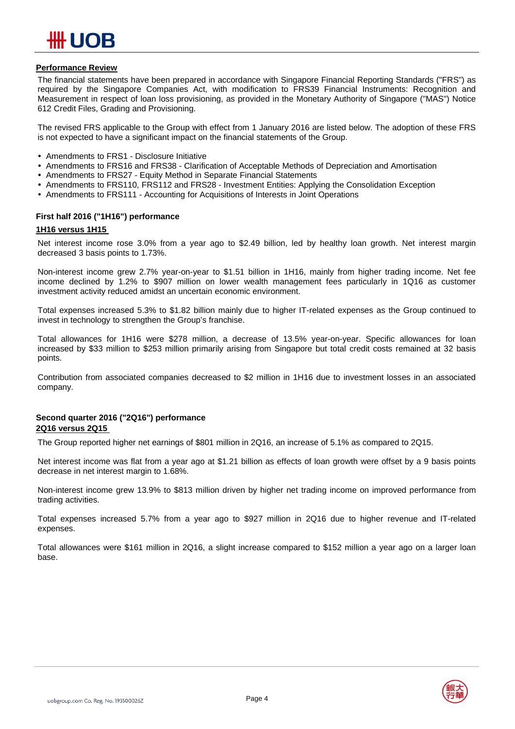## Performance Review

The financial statements have been prepared in accordance with Singapore Financial Reporting Standards ("FRS") as required by the Singapore Companies Act, with modification to FRS39 Financial Instruments: Recognition and Measurement in respect of loan loss provisioning, as provided in the Monetary Authority of Singapore ("MAS") Notice 612 Credit Files, Grading and Provisioning.

The revised FRS applicable to the Group with effect from 1 January 2016 are listed below. The adoption of these FRS is not expected to have a significant impact on the financial statements of the Group.

- Amendments to FRS1 - Disclosure Initiative
- Amendments to FRS16 and FRS38 - Clarification of Acceptable Methods of Depreciation and Amortisation
- Amendments to FRS27 - Equity Method in Separate Financial Statements
- Amendments to FRS110, FRS112 and FRS28 - Investment Entities: Applying the Consolidation Exception
- Amendments to FRS111 - Accounting for Acquisitions of Interests in Joint Operations

### First half 2016 ("1H16") performance

#### 1H16 versus 1H15

Net interest income rose 3.0% from a year ago to $2.49 billion, led by healthy loan growth. Net interest margin decreased 3 basis points to 1.73%.

Non-interest income grew 2.7% year-on-year to $1.51 billion in 1H16, mainly from higher trading income. Net fee income declined by 1.2% to $907 million on lower wealth management fees particularly in 1Q16 as customer investment activity reduced amidst an uncertain economic environment.

Total expenses increased 5.3% to $1.82 billion mainly due to higher IT-related expenses as the Group continued to invest in technology to strengthen the Group's franchise.

Total allowances for 1H16 were $278 million, a decrease of 13.5% year-on-year. Specific allowances for loan increased by $33 million to $253 million primarily arising from Singapore but total credit costs remained at 32 basis points.

Contribution from associated companies decreased to $2 million in 1H16 due to investment losses in an associated company.

### Second quarter 2016 ("2Q16") performance

#### 2Q16 versus 2Q15

The Group reported higher net earnings of $801 million in 2Q16, an increase of 5.1% as compared to 2Q15.

Net interest income was flat from a year ago at $1.21 billion as effects of loan growth were offset by a 9 basis points decrease in net interest margin to 1.68%.

Non-interest income grew 13.9% to $813 million driven by higher net trading income on improved performance from trading activities.

Total expenses increased 5.7% from a year ago to $927 million in 2Q16 due to higher revenue and IT-related expenses.

Total allowances were $161 million in 2Q16, a slight increase compared to $152 million a year ago on a larger loan base.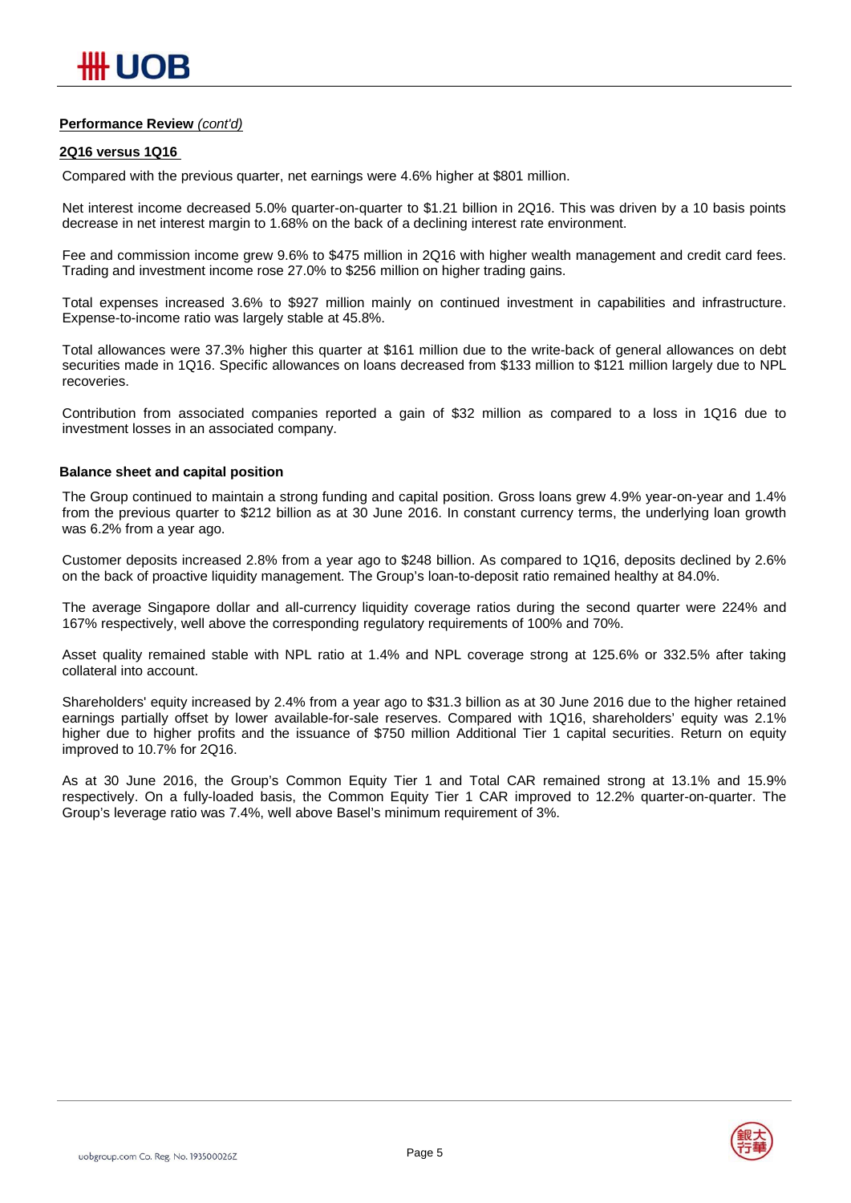**Performance Review** *(cont'd)*

**2Q16 versus 1Q16**

Compared with the previous quarter, net earnings were 4.6% higher at $801 million.

Net interest income decreased 5.0% quarter-on-quarter to $1.21 billion in 2Q16. This was driven by a 10 basis points decrease in net interest margin to 1.68% on the back of a declining interest rate environment.

Fee and commission income grew 9.6% to $475 million in 2Q16 with higher wealth management and credit card fees. Trading and investment income rose 27.0% to $256 million on higher trading gains.

Total expenses increased 3.6% to $927 million mainly on continued investment in capabilities and infrastructure. Expense-to-income ratio was largely stable at 45.8%.

Total allowances were 37.3% higher this quarter at $161 million due to the write-back of general allowances on debt securities made in 1Q16. Specific allowances on loans decreased from $133 million to $121 million largely due to NPL recoveries.

Contribution from associated companies reported a gain of $32 million as compared to a loss in 1Q16 due to investment losses in an associated company.

**Balance sheet and capital position**

The Group continued to maintain a strong funding and capital position. Gross loans grew 4.9% year-on-year and 1.4% from the previous quarter to $212 billion as at 30 June 2016. In constant currency terms, the underlying loan growth was 6.2% from a year ago.

Customer deposits increased 2.8% from a year ago to $248 billion. As compared to 1Q16, deposits declined by 2.6% on the back of proactive liquidity management. The Group's loan-to-deposit ratio remained healthy at 84.0%.

The average Singapore dollar and all-currency liquidity coverage ratios during the second quarter were 224% and 167% respectively, well above the corresponding regulatory requirements of 100% and 70%.

Asset quality remained stable with NPL ratio at 1.4% and NPL coverage strong at 125.6% or 332.5% after taking collateral into account.

Shareholders' equity increased by 2.4% from a year ago to $31.3 billion as at 30 June 2016 due to the higher retained earnings partially offset by lower available-for-sale reserves. Compared with 1Q16, shareholders' equity was 2.1% higher due to higher profits and the issuance of $750 million Additional Tier 1 capital securities. Return on equity improved to 10.7% for 2Q16.

As at 30 June 2016, the Group's Common Equity Tier 1 and Total CAR remained strong at 13.1% and 15.9% respectively. On a fully-loaded basis, the Common Equity Tier 1 CAR improved to 12.2% quarter-on-quarter. The Group's leverage ratio was 7.4%, well above Basel's minimum requirement of 3%.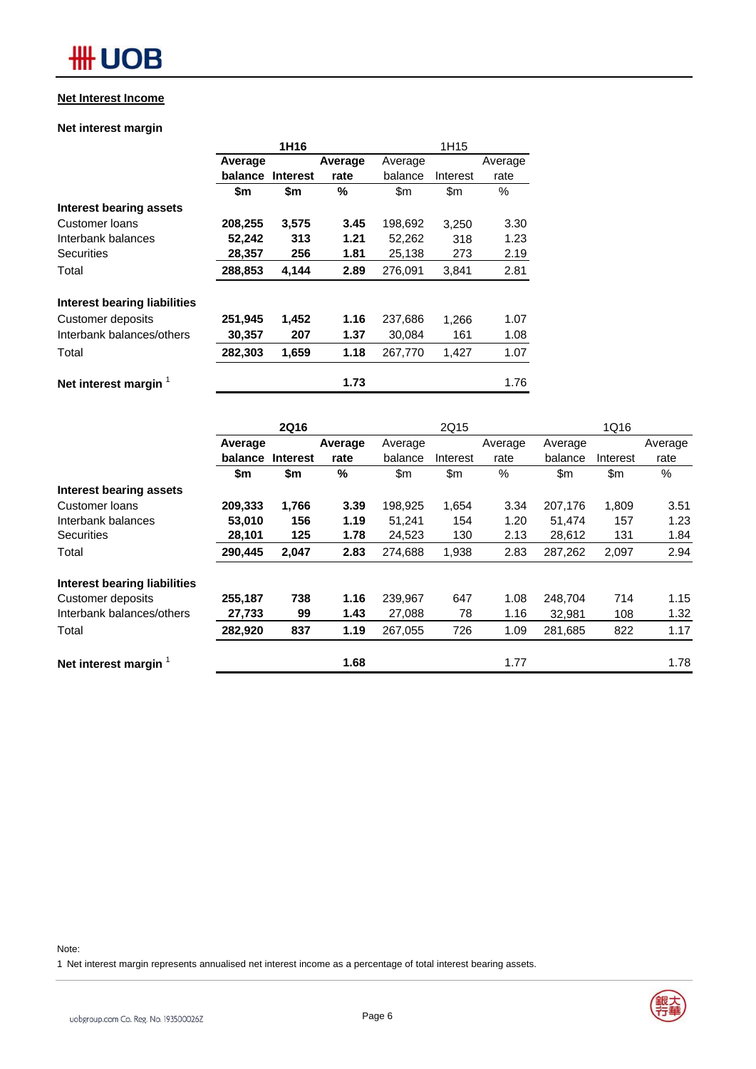## Net Interest Income

### Net interest margin

| | 1H16 | | | 1H15 | | |
|---|---|---|---|---|---|---|
| | **Average balance** | **Interest** | **Average rate** | Average balance | Interest | Average rate |
| | **$m** | **$m** | **%** | $m | $m | % |
| **Interest bearing assets** | | | | | | |
| Customer loans | **208,255** | **3,575** | **3.45** | 198,692 | 3,250 | 3.30 |
| Interbank balances | **52,242** | **313** | **1.21** | 52,262 | 318 | 1.23 |
| Securities | **28,357** | **256** | **1.81** | 25,138 | 273 | 2.19 |
| Total | **288,853** | **4,144** | **2.89** | 276,091 | 3,841 | 2.81 |
| **Interest bearing liabilities** | | | | | | |
| Customer deposits | **251,945** | **1,452** | **1.16** | 237,686 | 1,266 | 1.07 |
| Interbank balances/others | **30,357** | **207** | **1.37** | 30,084 | 161 | 1.08 |
| Total | **282,303** | **1,659** | **1.18** | 267,770 | 1,427 | 1.07 |
| **Net interest margin** [1] | | | **1.73** | | | 1.76 |

| | 2Q16 | | | 2Q15 | | | 1Q16 | | |
|---|---|---|---|---|---|---|---|---|---|
| | **Average balance** | **Interest** | **Average rate** | Average balance | Interest | Average rate | Average balance | Interest | Average rate |
| | **$m** | **$m** | **%** | $m | $m | % | $m | $m | % |
| **Interest bearing assets** | | | | | | | | | |
| Customer loans | **209,333** | **1,766** | **3.39** | 198,925 | 1,654 | 3.34 | 207,176 | 1,809 | 3.51 |
| Interbank balances | **53,010** | **156** | **1.19** | 51,241 | 154 | 1.20 | 51,474 | 157 | 1.23 |
| Securities | **28,101** | **125** | **1.78** | 24,523 | 130 | 2.13 | 28,612 | 131 | 1.84 |
| Total | **290,445** | **2,047** | **2.83** | 274,688 | 1,938 | 2.83 | 287,262 | 2,097 | 2.94 |
| **Interest bearing liabilities** | | | | | | | | | |
| Customer deposits | **255,187** | **738** | **1.16** | 239,967 | 647 | 1.08 | 248,704 | 714 | 1.15 |
| Interbank balances/others | **27,733** | **99** | **1.43** | 27,088 | 78 | 1.16 | 32,981 | 108 | 1.32 |
| Total | **282,920** | **837** | **1.19** | 267,055 | 726 | 1.09 | 281,685 | 822 | 1.17 |
| **Net interest margin** [1] | | | **1.68** | | | 1.77 | | | 1.78 |

Note:

1 Net interest margin represents annualised net interest income as a percentage of total interest bearing assets.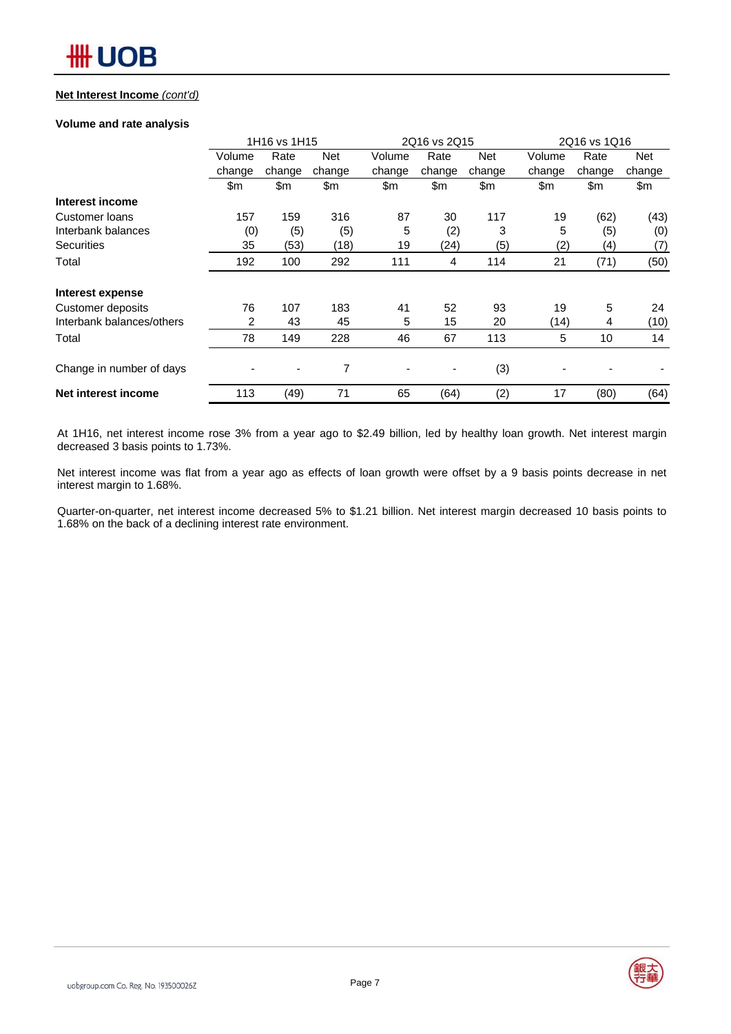**Net Interest Income** *(cont'd)*

**Volume and rate analysis**

| | 1H16 vs 1H15 | | | 2Q16 vs 2Q15 | | | 2Q16 vs 1Q16 | | |
|---|---|---|---|---|---|---|---|---|---|
| | Volume change | Rate change | Net change | Volume change | Rate change | Net change | Volume change | Rate change | Net change |
| | $m | $m | $m | $m | $m | $m | $m | $m | $m |
| **Interest income** | | | | | | | | | |
| Customer loans | 157 | 159 | 316 | 87 | 30 | 117 | 19 | (62) | (43) |
| Interbank balances | (0) | (5) | (5) | 5 | (2) | 3 | 5 | (5) | (0) |
| Securities | 35 | (53) | (18) | 19 | (24) | (5) | (2) | (4) | (7) |
| Total | 192 | 100 | 292 | 111 | 4 | 114 | 21 | (71) | (50) |
| **Interest expense** | | | | | | | | | |
| Customer deposits | 76 | 107 | 183 | 41 | 52 | 93 | 19 | 5 | 24 |
| Interbank balances/others | 2 | 43 | 45 | 5 | 15 | 20 | (14) | 4 | (10) |
| Total | 78 | 149 | 228 | 46 | 67 | 113 | 5 | 10 | 14 |
| Change in number of days | - | - | 7 | - | - | (3) | - | - | - |
| **Net interest income** | 113 | (49) | 71 | 65 | (64) | (2) | 17 | (80) | (64) |

At 1H16, net interest income rose 3% from a year ago to $2.49 billion, led by healthy loan growth. Net interest margin decreased 3 basis points to 1.73%.

Net interest income was flat from a year ago as effects of loan growth were offset by a 9 basis points decrease in net interest margin to 1.68%.

Quarter-on-quarter, net interest income decreased 5% to $1.21 billion. Net interest margin decreased 10 basis points to 1.68% on the back of a declining interest rate environment.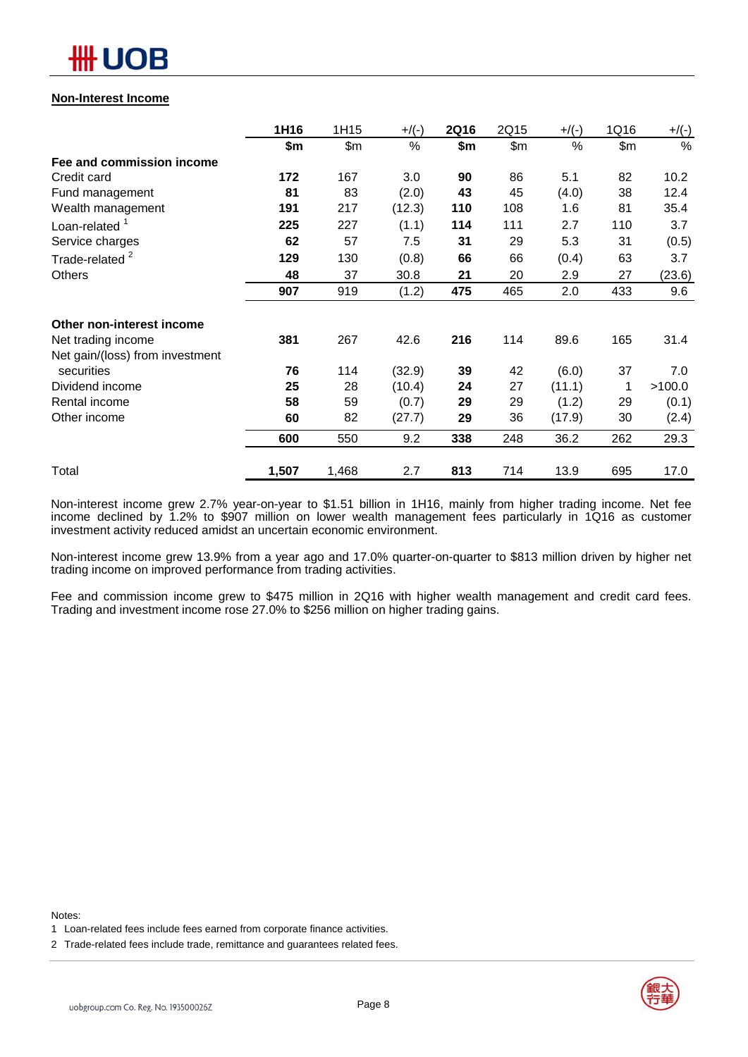## Non-Interest Income

| | 1H16 | 1H15 | +/(-) | 2Q16 | 2Q15 | +/(-) | 1Q16 | +/(-) |
|---|---|---|---|---|---|---|---|---|
| | $m | $m | % | $m | $m | % | $m | % |
| **Fee and commission income** | | | | | | | | |
| Credit card | **172** | 167 | 3.0 | **90** | 86 | 5.1 | 82 | 10.2 |
| Fund management | **81** | 83 | (2.0) | **43** | 45 | (4.0) | 38 | 12.4 |
| Wealth management | **191** | 217 | (12.3) | **110** | 108 | 1.6 | 81 | 35.4 |
| Loan-related [1] | **225** | 227 | (1.1) | **114** | 111 | 2.7 | 110 | 3.7 |
| Service charges | **62** | 57 | 7.5 | **31** | 29 | 5.3 | 31 | (0.5) |
| Trade-related [2] | **129** | 130 | (0.8) | **66** | 66 | (0.4) | 63 | 3.7 |
| Others | **48** | 37 | 30.8 | **21** | 20 | 2.9 | 27 | (23.6) |
| | **907** | 919 | (1.2) | **475** | 465 | 2.0 | 433 | 9.6 |
| **Other non-interest income** | | | | | | | | |
| Net trading income | **381** | 267 | 42.6 | **216** | 114 | 89.6 | 165 | 31.4 |
| Net gain/(loss) from investment securities | **76** | 114 | (32.9) | **39** | 42 | (6.0) | 37 | 7.0 |
| Dividend income | **25** | 28 | (10.4) | **24** | 27 | (11.1) | 1 | >100.0 |
| Rental income | **58** | 59 | (0.7) | **29** | 29 | (1.2) | 29 | (0.1) |
| Other income | **60** | 82 | (27.7) | **29** | 36 | (17.9) | 30 | (2.4) |
| | **600** | 550 | 9.2 | **338** | 248 | 36.2 | 262 | 29.3 |
| Total | **1,507** | 1,468 | 2.7 | **813** | 714 | 13.9 | 695 | 17.0 |

Non-interest income grew 2.7% year-on-year to $1.51 billion in 1H16, mainly from higher trading income. Net fee income declined by 1.2% to $907 million on lower wealth management fees particularly in 1Q16 as customer investment activity reduced amidst an uncertain economic environment.

Non-interest income grew 13.9% from a year ago and 17.0% quarter-on-quarter to $813 million driven by higher net trading income on improved performance from trading activities.

Fee and commission income grew to $475 million in 2Q16 with higher wealth management and credit card fees. Trading and investment income rose 27.0% to $256 million on higher trading gains.

Notes:

1 Loan-related fees include fees earned from corporate finance activities.

2 Trade-related fees include trade, remittance and guarantees related fees.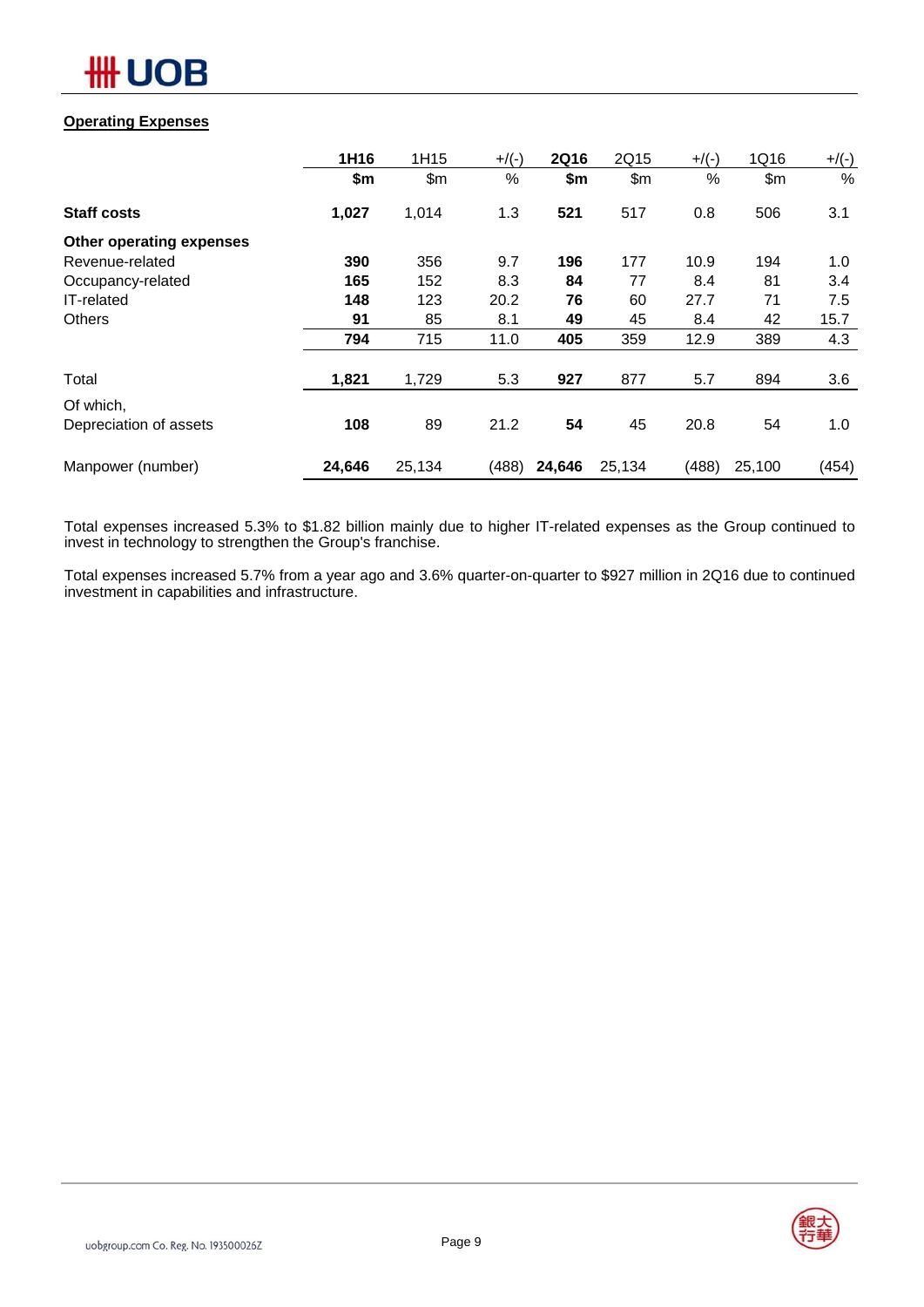## Operating Expenses

| | 1H16 | 1H15 | +/(-) | 2Q16 | 2Q15 | +/(-) | 1Q16 | +/(-) |
|---|---|---|---|---|---|---|---|---|
| | **$m** | $m | % | **$m** | $m | % | $m | % |
| **Staff costs** | **1,027** | 1,014 | 1.3 | **521** | 517 | 0.8 | 506 | 3.1 |
| **Other operating expenses** | | | | | | | | |
| Revenue-related | **390** | 356 | 9.7 | **196** | 177 | 10.9 | 194 | 1.0 |
| Occupancy-related | **165** | 152 | 8.3 | **84** | 77 | 8.4 | 81 | 3.4 |
| IT-related | **148** | 123 | 20.2 | **76** | 60 | 27.7 | 71 | 7.5 |
| Others | **91** | 85 | 8.1 | **49** | 45 | 8.4 | 42 | 15.7 |
| | **794** | 715 | 11.0 | **405** | 359 | 12.9 | 389 | 4.3 |
| Total | **1,821** | 1,729 | 5.3 | **927** | 877 | 5.7 | 894 | 3.6 |
| Of which, Depreciation of assets | **108** | 89 | 21.2 | **54** | 45 | 20.8 | 54 | 1.0 |
| Manpower (number) | **24,646** | 25,134 | (488) | **24,646** | 25,134 | (488) | 25,100 | (454) |

Total expenses increased 5.3% to $1.82 billion mainly due to higher IT-related expenses as the Group continued to invest in technology to strengthen the Group's franchise.

Total expenses increased 5.7% from a year ago and 3.6% quarter-on-quarter to $927 million in 2Q16 due to continued investment in capabilities and infrastructure.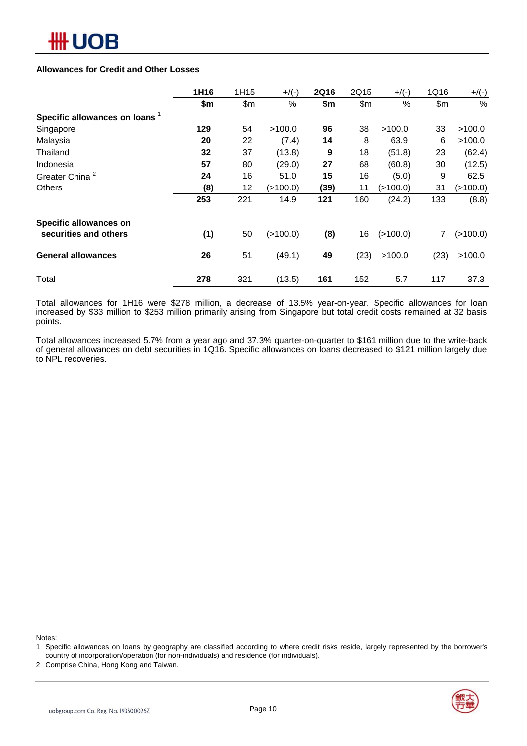**Allowances for Credit and Other Losses**

| | 1H16 | 1H15 | +/(-) | 2Q16 | 2Q15 | +/(-) | 1Q16 | +/(-) |
|---|---|---|---|---|---|---|---|---|
| | **$m** | $m | % | **$m** | $m | % | $m | % |
| **Specific allowances on loans** [1] | | | | | | | | |
| Singapore | **129** | 54 | >100.0 | **96** | 38 | >100.0 | 33 | >100.0 |
| Malaysia | **20** | 22 | (7.4) | **14** | 8 | 63.9 | 6 | >100.0 |
| Thailand | **32** | 37 | (13.8) | **9** | 18 | (51.8) | 23 | (62.4) |
| Indonesia | **57** | 80 | (29.0) | **27** | 68 | (60.8) | 30 | (12.5) |
| Greater China [2] | **24** | 16 | 51.0 | **15** | 16 | (5.0) | 9 | 62.5 |
| Others | **(8)** | 12 | (>100.0) | **(39)** | 11 | (>100.0) | 31 | (>100.0) |
| | **253** | 221 | 14.9 | **121** | 160 | (24.2) | 133 | (8.8) |
| **Specific allowances on securities and others** | **(1)** | 50 | (>100.0) | **(8)** | 16 | (>100.0) | 7 | (>100.0) |
| **General allowances** | **26** | 51 | (49.1) | **49** | (23) | >100.0 | (23) | >100.0 |
| Total | **278** | 321 | (13.5) | **161** | 152 | 5.7 | 117 | 37.3 |

Total allowances for 1H16 were $278 million, a decrease of 13.5% year-on-year. Specific allowances for loan increased by $33 million to $253 million primarily arising from Singapore but total credit costs remained at 32 basis points.

Total allowances increased 5.7% from a year ago and 37.3% quarter-on-quarter to $161 million due to the write-back of general allowances on debt securities in 1Q16. Specific allowances on loans decreased to $121 million largely due to NPL recoveries.

Notes:

1 Specific allowances on loans by geography are classified according to where credit risks reside, largely represented by the borrower's country of incorporation/operation (for non-individuals) and residence (for individuals).

2 Comprise China, Hong Kong and Taiwan.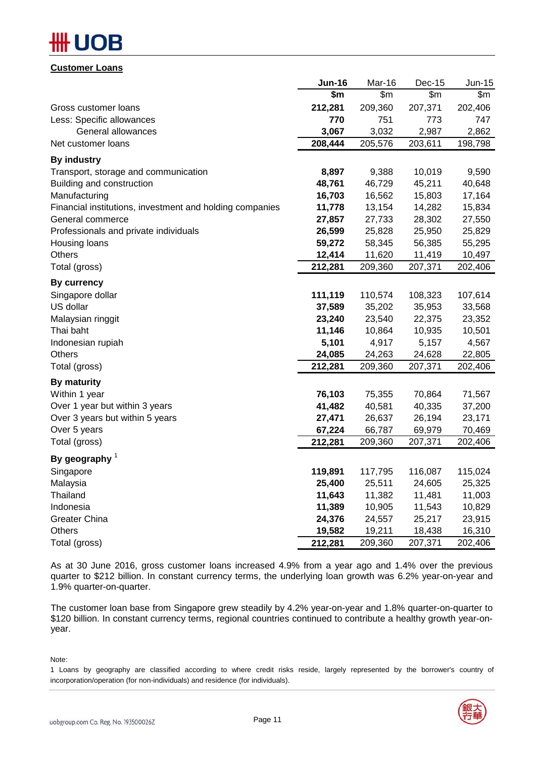## Customer Loans

| | **Jun-16** | Mar-16 | Dec-15 | Jun-15 |
|---|---|---|---|---|
| | **$m** | $m | $m | $m |
| Gross customer loans | **212,281** | 209,360 | 207,371 | 202,406 |
| Less: Specific allowances | **770** | 751 | 773 | 747 |
| General allowances | **3,067** | 3,032 | 2,987 | 2,862 |
| Net customer loans | **208,444** | 205,576 | 203,611 | 198,798 |
| **By industry** | | | | |
| Transport, storage and communication | **8,897** | 9,388 | 10,019 | 9,590 |
| Building and construction | **48,761** | 46,729 | 45,211 | 40,648 |
| Manufacturing | **16,703** | 16,562 | 15,803 | 17,164 |
| Financial institutions, investment and holding companies | **11,778** | 13,154 | 14,282 | 15,834 |
| General commerce | **27,857** | 27,733 | 28,302 | 27,550 |
| Professionals and private individuals | **26,599** | 25,828 | 25,950 | 25,829 |
| Housing loans | **59,272** | 58,345 | 56,385 | 55,295 |
| Others | **12,414** | 11,620 | 11,419 | 10,497 |
| Total (gross) | **212,281** | 209,360 | 207,371 | 202,406 |
| **By currency** | | | | |
| Singapore dollar | **111,119** | 110,574 | 108,323 | 107,614 |
| US dollar | **37,589** | 35,202 | 35,953 | 33,568 |
| Malaysian ringgit | **23,240** | 23,540 | 22,375 | 23,352 |
| Thai baht | **11,146** | 10,864 | 10,935 | 10,501 |
| Indonesian rupiah | **5,101** | 4,917 | 5,157 | 4,567 |
| Others | **24,085** | 24,263 | 24,628 | 22,805 |
| Total (gross) | **212,281** | 209,360 | 207,371 | 202,406 |
| **By maturity** | | | | |
| Within 1 year | **76,103** | 75,355 | 70,864 | 71,567 |
| Over 1 year but within 3 years | **41,482** | 40,581 | 40,335 | 37,200 |
| Over 3 years but within 5 years | **27,471** | 26,637 | 26,194 | 23,171 |
| Over 5 years | **67,224** | 66,787 | 69,979 | 70,469 |
| Total (gross) | **212,281** | 209,360 | 207,371 | 202,406 |
| **By geography** [1] | | | | |
| Singapore | **119,891** | 117,795 | 116,087 | 115,024 |
| Malaysia | **25,400** | 25,511 | 24,605 | 25,325 |
| Thailand | **11,643** | 11,382 | 11,481 | 11,003 |
| Indonesia | **11,389** | 10,905 | 11,543 | 10,829 |
| Greater China | **24,376** | 24,557 | 25,217 | 23,915 |
| Others | **19,582** | 19,211 | 18,438 | 16,310 |
| Total (gross) | **212,281** | 209,360 | 207,371 | 202,406 |

As at 30 June 2016, gross customer loans increased 4.9% from a year ago and 1.4% over the previous quarter to $212 billion. In constant currency terms, the underlying loan growth was 6.2% year-on-year and 1.9% quarter-on-quarter.

The customer loan base from Singapore grew steadily by 4.2% year-on-year and 1.8% quarter-on-quarter to $120 billion. In constant currency terms, regional countries continued to contribute a healthy growth year-on-year.

Note:

1 Loans by geography are classified according to where credit risks reside, largely represented by the borrower's country of incorporation/operation (for non-individuals) and residence (for individuals).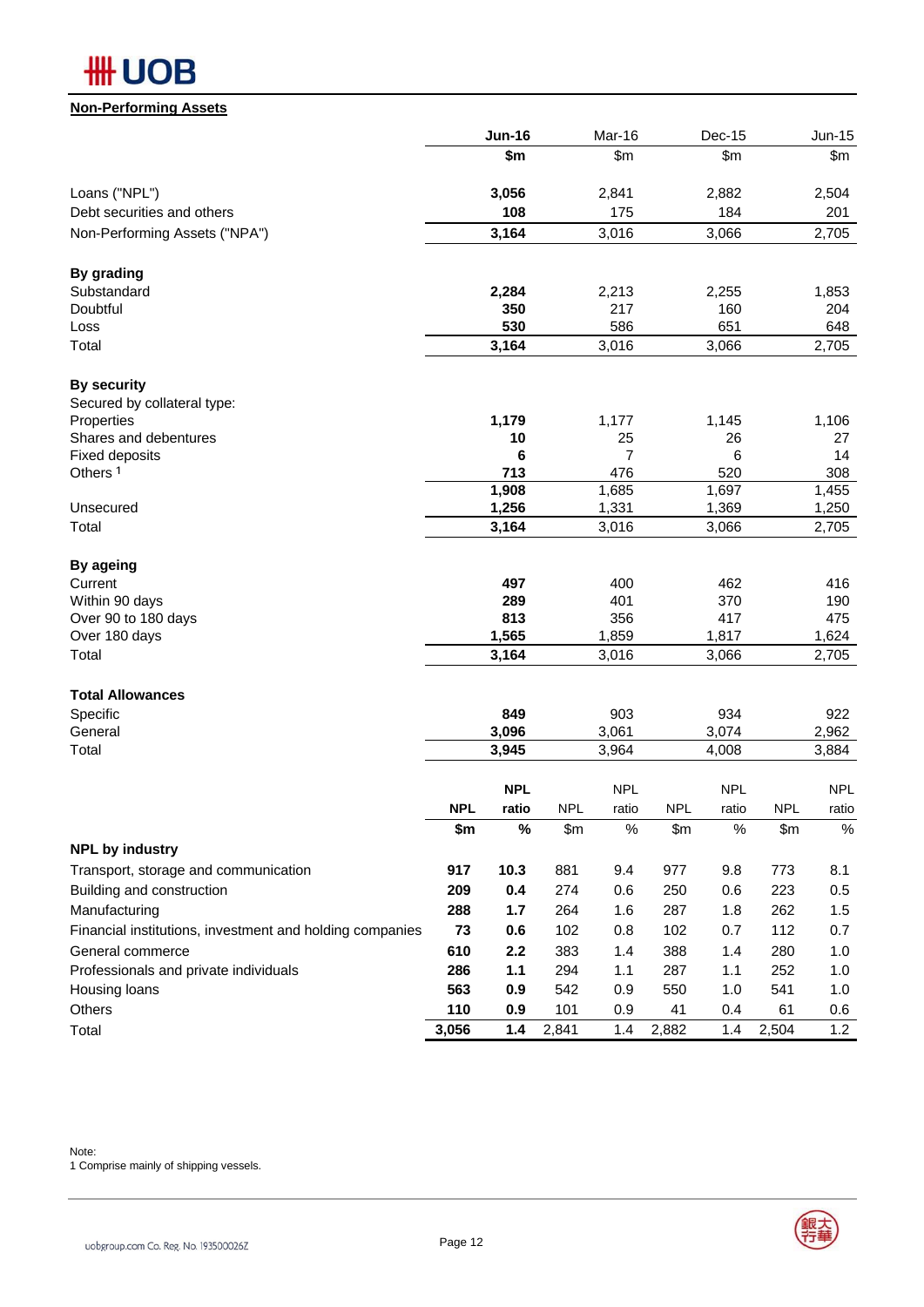## Non-Performing Assets

| | Jun-16 | Mar-16 | Dec-15 | Jun-15 |
|---|---|---|---|---|
| | $m | $m | $m | $m |
| Loans ("NPL") | **3,056** | 2,841 | 2,882 | 2,504 |
| Debt securities and others | **108** | 175 | 184 | 201 |
| Non-Performing Assets ("NPA") | **3,164** | 3,016 | 3,066 | 2,705 |
| **By grading** | | | | |
| Substandard | **2,284** | 2,213 | 2,255 | 1,853 |
| Doubtful | **350** | 217 | 160 | 204 |
| Loss | **530** | 586 | 651 | 648 |
| Total | **3,164** | 3,016 | 3,066 | 2,705 |
| **By security** | | | | |
| Secured by collateral type: | | | | |
| Properties | **1,179** | 1,177 | 1,145 | 1,106 |
| Shares and debentures | **10** | 25 | 26 | 27 |
| Fixed deposits | **6** | 7 | 6 | 14 |
| Others [1] | **713** | 476 | 520 | 308 |
| | **1,908** | 1,685 | 1,697 | 1,455 |
| Unsecured | **1,256** | 1,331 | 1,369 | 1,250 |
| Total | **3,164** | 3,016 | 3,066 | 2,705 |
| **By ageing** | | | | |
| Current | **497** | 400 | 462 | 416 |
| Within 90 days | **289** | 401 | 370 | 190 |
| Over 90 to 180 days | **813** | 356 | 417 | 475 |
| Over 180 days | **1,565** | 1,859 | 1,817 | 1,624 |
| Total | **3,164** | 3,016 | 3,066 | 2,705 |
| **Total Allowances** | | | | |
| Specific | **849** | 903 | 934 | 922 |
| General | **3,096** | 3,061 | 3,074 | 2,962 |
| Total | **3,945** | 3,964 | 4,008 | 3,884 |

| | Jun-16 | | Mar-16 | | Dec-15 | | Jun-15 | |
|---|---|---|---|---|---|---|---|---|
| | **NPL** | **NPL ratio** | NPL | NPL ratio | NPL | NPL ratio | NPL | NPL ratio |
| | **$m** | **%** | $m | % | $m | % | $m | % |
| **NPL by industry** | | | | | | | | |
| Transport, storage and communication | **917** | **10.3** | 881 | 9.4 | 977 | 9.8 | 773 | 8.1 |
| Building and construction | **209** | **0.4** | 274 | 0.6 | 250 | 0.6 | 223 | 0.5 |
| Manufacturing | **288** | **1.7** | 264 | 1.6 | 287 | 1.8 | 262 | 1.5 |
| Financial institutions, investment and holding companies | **73** | **0.6** | 102 | 0.8 | 102 | 0.7 | 112 | 0.7 |
| General commerce | **610** | **2.2** | 383 | 1.4 | 388 | 1.4 | 280 | 1.0 |
| Professionals and private individuals | **286** | **1.1** | 294 | 1.1 | 287 | 1.1 | 252 | 1.0 |
| Housing loans | **563** | **0.9** | 542 | 0.9 | 550 | 1.0 | 541 | 1.0 |
| Others | **110** | **0.9** | 101 | 0.9 | 41 | 0.4 | 61 | 0.6 |
| Total | **3,056** | **1.4** | 2,841 | 1.4 | 2,882 | 1.4 | 2,504 | 1.2 |

Note:
1 Comprise mainly of shipping vessels.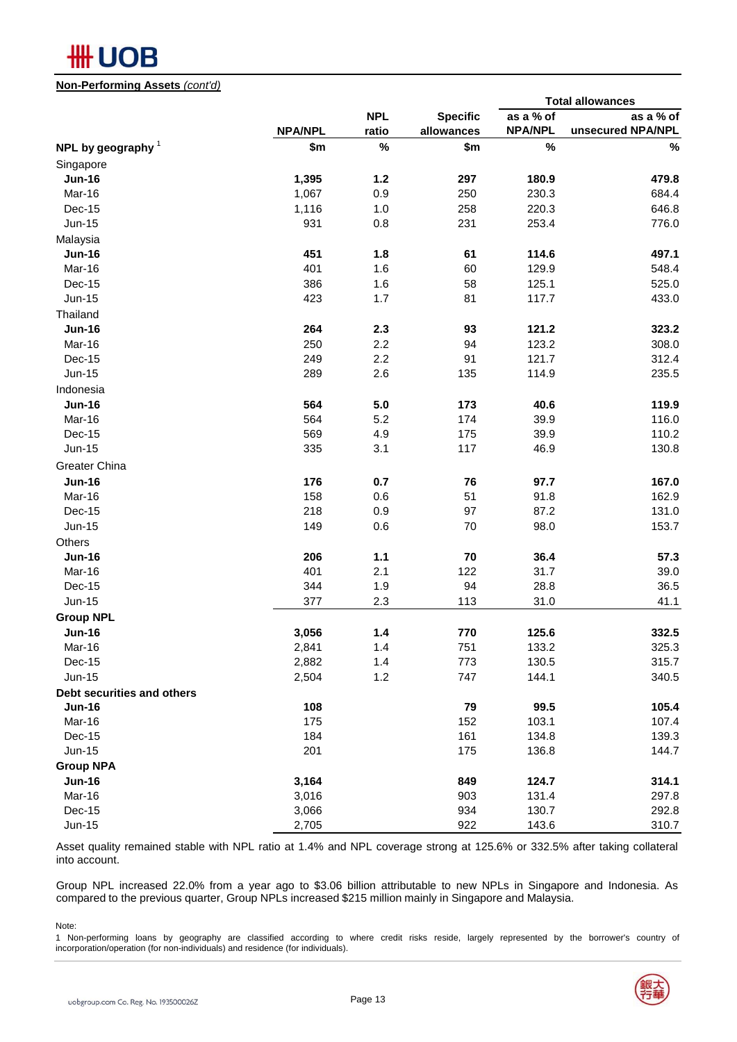**Non-Performing Assets** *(cont'd)*

| | NPA/NPL | NPL ratio | Specific allowances | Total allowances as a % of NPA/NPL | Total allowances as a % of unsecured NPA/NPL |
|---|---|---|---|---|---|
| **NPL by geography** [1] | **$m** | **%** | **$m** | **%** | **%** |
| Singapore | | | | | |
| **Jun-16** | **1,395** | **1.2** | **297** | **180.9** | **479.8** |
| Mar-16 | 1,067 | 0.9 | 250 | 230.3 | 684.4 |
| Dec-15 | 1,116 | 1.0 | 258 | 220.3 | 646.8 |
| Jun-15 | 931 | 0.8 | 231 | 253.4 | 776.0 |
| Malaysia | | | | | |
| **Jun-16** | **451** | **1.8** | **61** | **114.6** | **497.1** |
| Mar-16 | 401 | 1.6 | 60 | 129.9 | 548.4 |
| Dec-15 | 386 | 1.6 | 58 | 125.1 | 525.0 |
| Jun-15 | 423 | 1.7 | 81 | 117.7 | 433.0 |
| Thailand | | | | | |
| **Jun-16** | **264** | **2.3** | **93** | **121.2** | **323.2** |
| Mar-16 | 250 | 2.2 | 94 | 123.2 | 308.0 |
| Dec-15 | 249 | 2.2 | 91 | 121.7 | 312.4 |
| Jun-15 | 289 | 2.6 | 135 | 114.9 | 235.5 |
| Indonesia | | | | | |
| **Jun-16** | **564** | **5.0** | **173** | **40.6** | **119.9** |
| Mar-16 | 564 | 5.2 | 174 | 39.9 | 116.0 |
| Dec-15 | 569 | 4.9 | 175 | 39.9 | 110.2 |
| Jun-15 | 335 | 3.1 | 117 | 46.9 | 130.8 |
| Greater China | | | | | |
| **Jun-16** | **176** | **0.7** | **76** | **97.7** | **167.0** |
| Mar-16 | 158 | 0.6 | 51 | 91.8 | 162.9 |
| Dec-15 | 218 | 0.9 | 97 | 87.2 | 131.0 |
| Jun-15 | 149 | 0.6 | 70 | 98.0 | 153.7 |
| Others | | | | | |
| **Jun-16** | **206** | **1.1** | **70** | **36.4** | **57.3** |
| Mar-16 | 401 | 2.1 | 122 | 31.7 | 39.0 |
| Dec-15 | 344 | 1.9 | 94 | 28.8 | 36.5 |
| Jun-15 | 377 | 2.3 | 113 | 31.0 | 41.1 |
| **Group NPL** | | | | | |
| **Jun-16** | **3,056** | **1.4** | **770** | **125.6** | **332.5** |
| Mar-16 | 2,841 | 1.4 | 751 | 133.2 | 325.3 |
| Dec-15 | 2,882 | 1.4 | 773 | 130.5 | 315.7 |
| Jun-15 | 2,504 | 1.2 | 747 | 144.1 | 340.5 |
| **Debt securities and others** | | | | | |
| **Jun-16** | **108** | | **79** | **99.5** | **105.4** |
| Mar-16 | 175 | | 152 | 103.1 | 107.4 |
| Dec-15 | 184 | | 161 | 134.8 | 139.3 |
| Jun-15 | 201 | | 175 | 136.8 | 144.7 |
| **Group NPA** | | | | | |
| **Jun-16** | **3,164** | | **849** | **124.7** | **314.1** |
| Mar-16 | 3,016 | | 903 | 131.4 | 297.8 |
| Dec-15 | 3,066 | | 934 | 130.7 | 292.8 |
| Jun-15 | 2,705 | | 922 | 143.6 | 310.7 |

Asset quality remained stable with NPL ratio at 1.4% and NPL coverage strong at 125.6% or 332.5% after taking collateral into account.

Group NPL increased 22.0% from a year ago to $3.06 billion attributable to new NPLs in Singapore and Indonesia. As compared to the previous quarter, Group NPLs increased $215 million mainly in Singapore and Malaysia.

Note:
1 Non-performing loans by geography are classified according to where credit risks reside, largely represented by the borrower's country of incorporation/operation (for non-individuals) and residence (for individuals).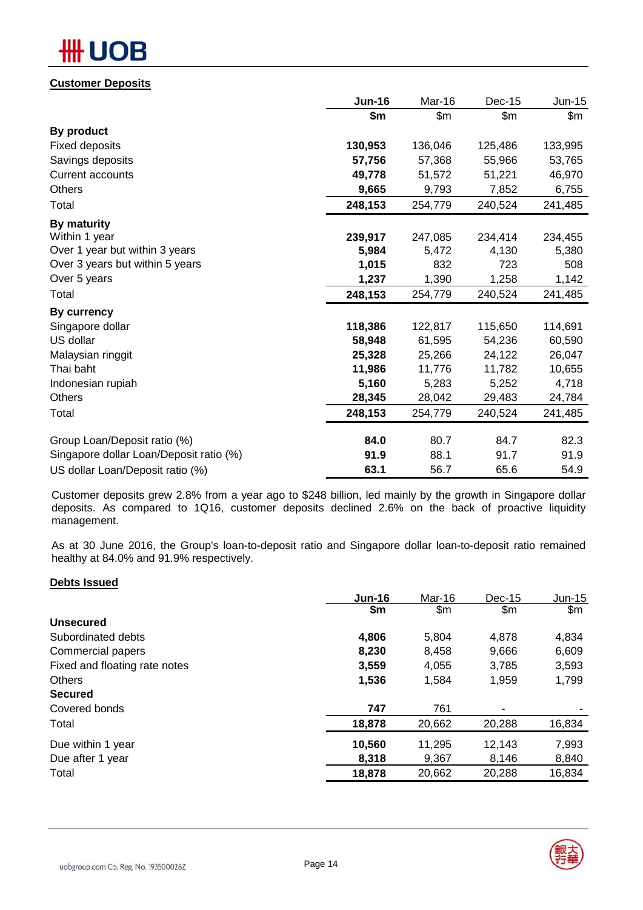**Customer Deposits**

| | **Jun-16** | Mar-16 | Dec-15 | Jun-15 |
|---|---|---|---|---|
| | **$m** | $m | $m | $m |
| **By product** | | | | |
| Fixed deposits | **130,953** | 136,046 | 125,486 | 133,995 |
| Savings deposits | **57,756** | 57,368 | 55,966 | 53,765 |
| Current accounts | **49,778** | 51,572 | 51,221 | 46,970 |
| Others | **9,665** | 9,793 | 7,852 | 6,755 |
| Total | **248,153** | 254,779 | 240,524 | 241,485 |
| **By maturity** | | | | |
| Within 1 year | **239,917** | 247,085 | 234,414 | 234,455 |
| Over 1 year but within 3 years | **5,984** | 5,472 | 4,130 | 5,380 |
| Over 3 years but within 5 years | **1,015** | 832 | 723 | 508 |
| Over 5 years | **1,237** | 1,390 | 1,258 | 1,142 |
| Total | **248,153** | 254,779 | 240,524 | 241,485 |
| **By currency** | | | | |
| Singapore dollar | **118,386** | 122,817 | 115,650 | 114,691 |
| US dollar | **58,948** | 61,595 | 54,236 | 60,590 |
| Malaysian ringgit | **25,328** | 25,266 | 24,122 | 26,047 |
| Thai baht | **11,986** | 11,776 | 11,782 | 10,655 |
| Indonesian rupiah | **5,160** | 5,283 | 5,252 | 4,718 |
| Others | **28,345** | 28,042 | 29,483 | 24,784 |
| Total | **248,153** | 254,779 | 240,524 | 241,485 |
| | | | | |
| Group Loan/Deposit ratio (%) | **84.0** | 80.7 | 84.7 | 82.3 |
| Singapore dollar Loan/Deposit ratio (%) | **91.9** | 88.1 | 91.7 | 91.9 |
| US dollar Loan/Deposit ratio (%) | **63.1** | 56.7 | 65.6 | 54.9 |

Customer deposits grew 2.8% from a year ago to $248 billion, led mainly by the growth in Singapore dollar deposits. As compared to 1Q16, customer deposits declined 2.6% on the back of proactive liquidity management.

As at 30 June 2016, the Group's loan-to-deposit ratio and Singapore dollar loan-to-deposit ratio remained healthy at 84.0% and 91.9% respectively.

**Debts Issued**

| | **Jun-16** | Mar-16 | Dec-15 | Jun-15 |
|---|---|---|---|---|
| | **$m** | $m | $m | $m |
| **Unsecured** | | | | |
| Subordinated debts | **4,806** | 5,804 | 4,878 | 4,834 |
| Commercial papers | **8,230** | 8,458 | 9,666 | 6,609 |
| Fixed and floating rate notes | **3,559** | 4,055 | 3,785 | 3,593 |
| Others | **1,536** | 1,584 | 1,959 | 1,799 |
| **Secured** | | | | |
| Covered bonds | **747** | 761 | - | - |
| Total | **18,878** | 20,662 | 20,288 | 16,834 |
| | | | | |
| Due within 1 year | **10,560** | 11,295 | 12,143 | 7,993 |
| Due after 1 year | **8,318** | 9,367 | 8,146 | 8,840 |
| Total | **18,878** | 20,662 | 20,288 | 16,834 |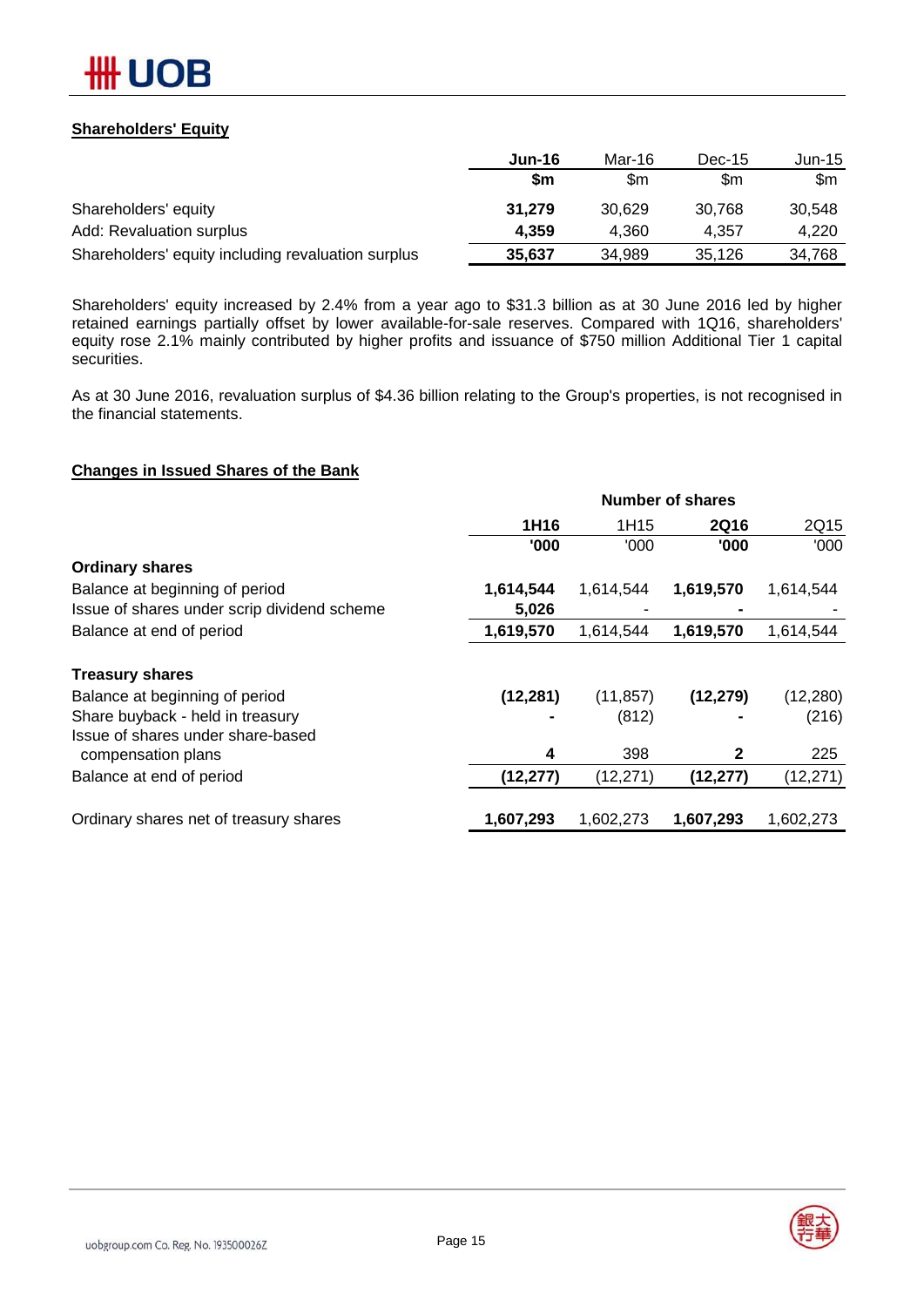**Shareholders' Equity**

| | Jun-16 | Mar-16 | Dec-15 | Jun-15 |
|---|---|---|---|---|
| | $m | $m | $m | $m |
| Shareholders' equity | **31,279** | 30,629 | 30,768 | 30,548 |
| Add: Revaluation surplus | **4,359** | 4,360 | 4,357 | 4,220 |
| Shareholders' equity including revaluation surplus | **35,637** | 34,989 | 35,126 | 34,768 |

Shareholders' equity increased by 2.4% from a year ago to $31.3 billion as at 30 June 2016 led by higher retained earnings partially offset by lower available-for-sale reserves. Compared with 1Q16, shareholders' equity rose 2.1% mainly contributed by higher profits and issuance of $750 million Additional Tier 1 capital securities.

As at 30 June 2016, revaluation surplus of $4.36 billion relating to the Group's properties, is not recognised in the financial statements.

**Changes in Issued Shares of the Bank**

| | Number of shares | | | |
|---|---|---|---|---|
| | **1H16** | 1H15 | **2Q16** | 2Q15 |
| | **'000** | '000 | **'000** | '000 |
| **Ordinary shares** | | | | |
| Balance at beginning of period | **1,614,544** | 1,614,544 | **1,619,570** | 1,614,544 |
| Issue of shares under scrip dividend scheme | **5,026** | - | **-** | - |
| Balance at end of period | **1,619,570** | 1,614,544 | **1,619,570** | 1,614,544 |
| | | | | |
| **Treasury shares** | | | | |
| Balance at beginning of period | **(12,281)** | (11,857) | **(12,279)** | (12,280) |
| Share buyback - held in treasury | **-** | (812) | **-** | (216) |
| Issue of shares under share-based compensation plans | **4** | 398 | **2** | 225 |
| Balance at end of period | **(12,277)** | (12,271) | **(12,277)** | (12,271) |
| | | | | |
| Ordinary shares net of treasury shares | **1,607,293** | 1,602,273 | **1,607,293** | 1,602,273 |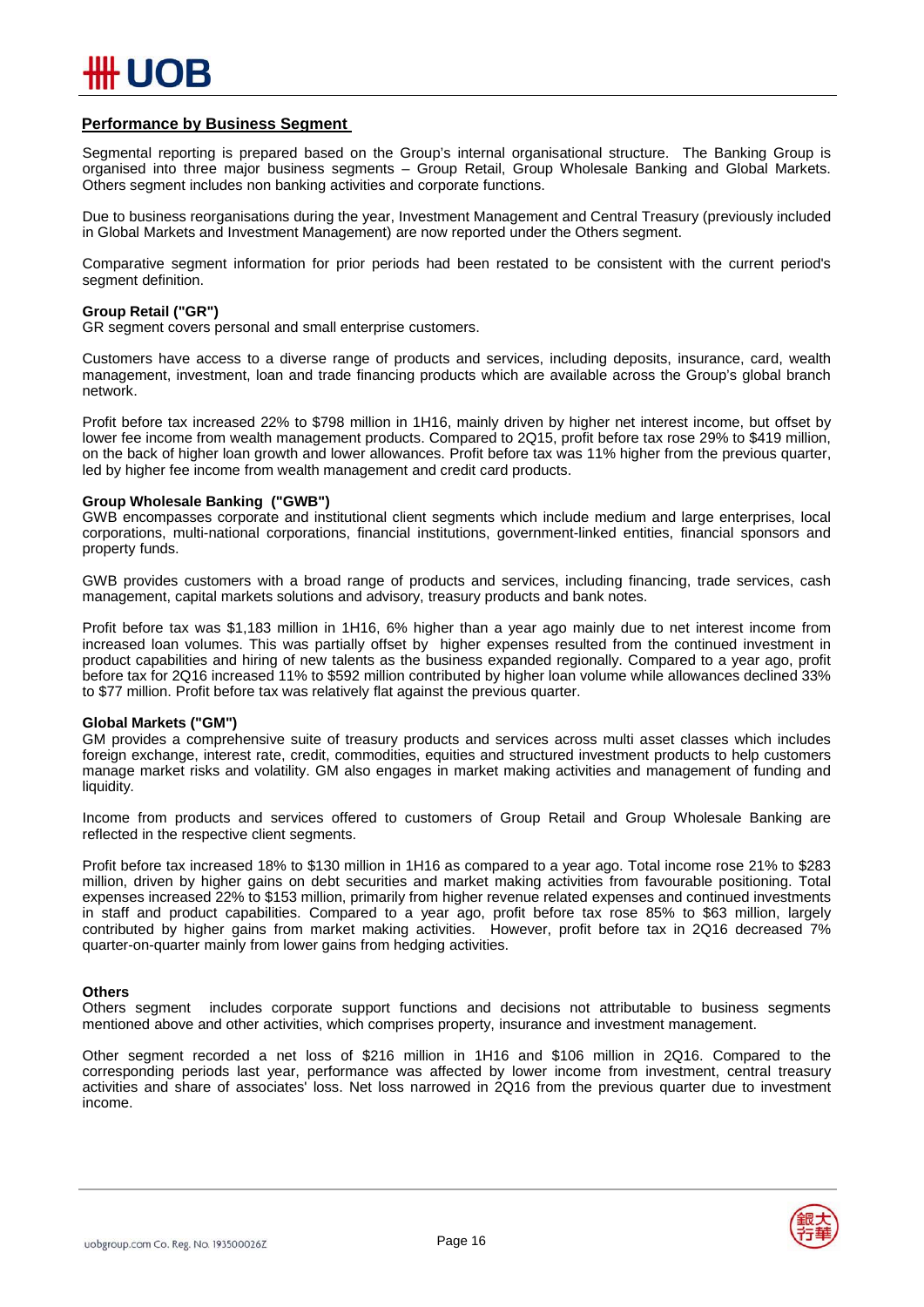## Performance by Business Segment

Segmental reporting is prepared based on the Group's internal organisational structure. The Banking Group is organised into three major business segments – Group Retail, Group Wholesale Banking and Global Markets. Others segment includes non banking activities and corporate functions.

Due to business reorganisations during the year, Investment Management and Central Treasury (previously included in Global Markets and Investment Management) are now reported under the Others segment.

Comparative segment information for prior periods had been restated to be consistent with the current period's segment definition.

**Group Retail ("GR")**

GR segment covers personal and small enterprise customers.

Customers have access to a diverse range of products and services, including deposits, insurance, card, wealth management, investment, loan and trade financing products which are available across the Group's global branch network.

Profit before tax increased 22% to $798 million in 1H16, mainly driven by higher net interest income, but offset by lower fee income from wealth management products. Compared to 2Q15, profit before tax rose 29% to $419 million, on the back of higher loan growth and lower allowances. Profit before tax was 11% higher from the previous quarter, led by higher fee income from wealth management and credit card products.

**Group Wholesale Banking ("GWB")**

GWB encompasses corporate and institutional client segments which include medium and large enterprises, local corporations, multi-national corporations, financial institutions, government-linked entities, financial sponsors and property funds.

GWB provides customers with a broad range of products and services, including financing, trade services, cash management, capital markets solutions and advisory, treasury products and bank notes.

Profit before tax was $1,183 million in 1H16, 6% higher than a year ago mainly due to net interest income from increased loan volumes. This was partially offset by higher expenses resulted from the continued investment in product capabilities and hiring of new talents as the business expanded regionally. Compared to a year ago, profit before tax for 2Q16 increased 11% to $592 million contributed by higher loan volume while allowances declined 33% to $77 million. Profit before tax was relatively flat against the previous quarter.

**Global Markets ("GM")**

GM provides a comprehensive suite of treasury products and services across multi asset classes which includes foreign exchange, interest rate, credit, commodities, equities and structured investment products to help customers manage market risks and volatility. GM also engages in market making activities and management of funding and liquidity.

Income from products and services offered to customers of Group Retail and Group Wholesale Banking are reflected in the respective client segments.

Profit before tax increased 18% to $130 million in 1H16 as compared to a year ago. Total income rose 21% to $283 million, driven by higher gains on debt securities and market making activities from favourable positioning. Total expenses increased 22% to $153 million, primarily from higher revenue related expenses and continued investments in staff and product capabilities. Compared to a year ago, profit before tax rose 85% to $63 million, largely contributed by higher gains from market making activities. However, profit before tax in 2Q16 decreased 7% quarter-on-quarter mainly from lower gains from hedging activities.

**Others**

Others segment includes corporate support functions and decisions not attributable to business segments mentioned above and other activities, which comprises property, insurance and investment management.

Other segment recorded a net loss of $216 million in 1H16 and $106 million in 2Q16. Compared to the corresponding periods last year, performance was affected by lower income from investment, central treasury activities and share of associates' loss. Net loss narrowed in 2Q16 from the previous quarter due to investment income.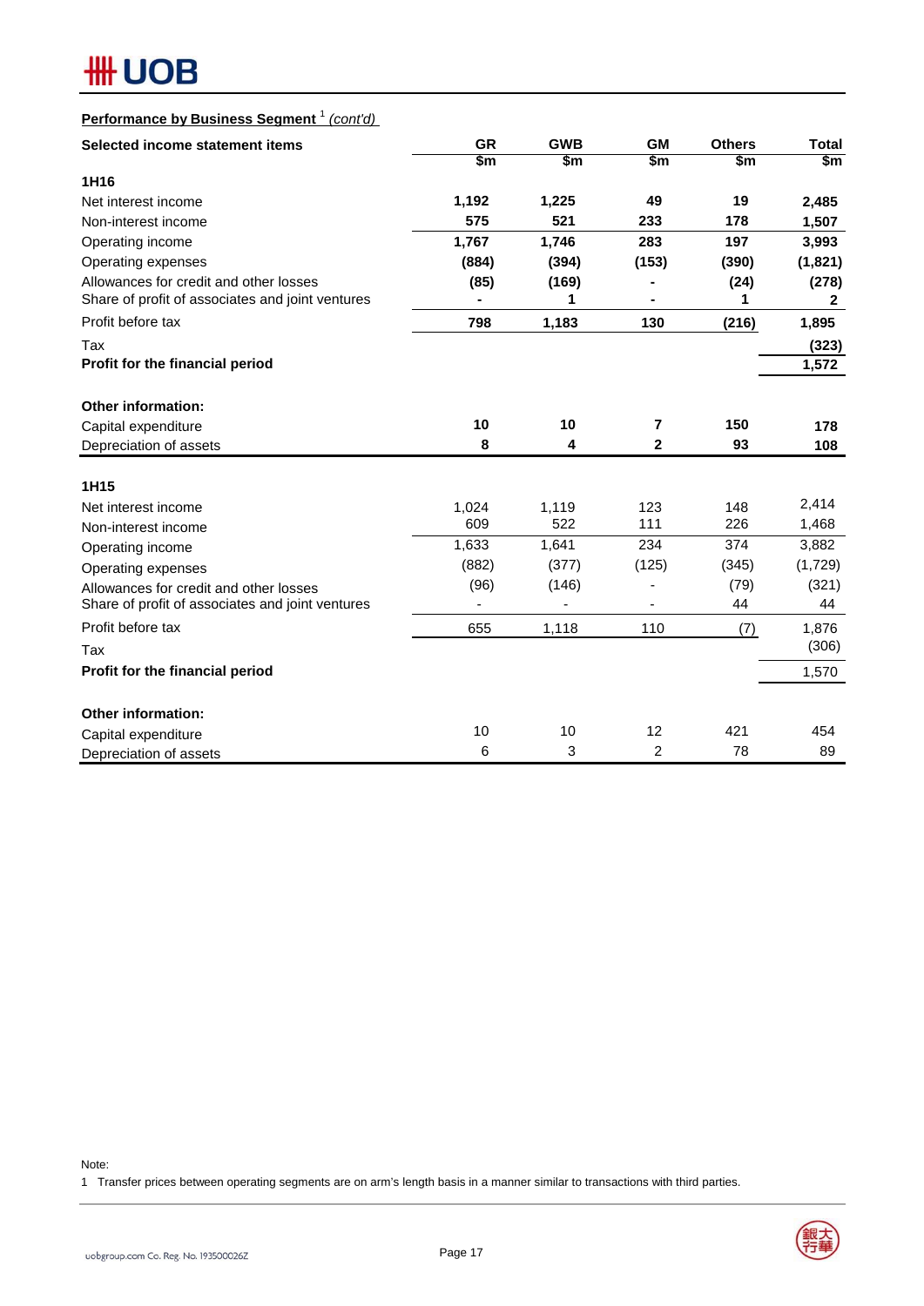**Performance by Business Segment** [1] *(cont'd)*

| Selected income statement items | GR | GWB | GM | Others | Total |
|---|---|---|---|---|---|
| | $m | $m | $m | $m | $m |
| **1H16** | | | | | |
| Net interest income | **1,192** | **1,225** | **49** | **19** | **2,485** |
| Non-interest income | **575** | **521** | **233** | **178** | **1,507** |
| Operating income | **1,767** | **1,746** | **283** | **197** | **3,993** |
| Operating expenses | **(884)** | **(394)** | **(153)** | **(390)** | **(1,821)** |
| Allowances for credit and other losses | **(85)** | **(169)** | **-** | **(24)** | **(278)** |
| Share of profit of associates and joint ventures | **-** | **1** | **-** | **1** | **2** |
| Profit before tax | **798** | **1,183** | **130** | **(216)** | **1,895** |
| Tax | | | | | **(323)** |
| **Profit for the financial period** | | | | | **1,572** |
| | | | | | |
| **Other information:** | | | | | |
| Capital expenditure | **10** | **10** | **7** | **150** | **178** |
| Depreciation of assets | **8** | **4** | **2** | **93** | **108** |
| | | | | | |
| **1H15** | | | | | |
| Net interest income | 1,024 | 1,119 | 123 | 148 | 2,414 |
| Non-interest income | 609 | 522 | 111 | 226 | 1,468 |
| Operating income | 1,633 | 1,641 | 234 | 374 | 3,882 |
| Operating expenses | (882) | (377) | (125) | (345) | (1,729) |
| Allowances for credit and other losses | (96) | (146) | - | (79) | (321) |
| Share of profit of associates and joint ventures | - | - | - | 44 | 44 |
| Profit before tax | 655 | 1,118 | 110 | (7) | 1,876 |
| Tax | | | | | (306) |
| **Profit for the financial period** | | | | | 1,570 |
| | | | | | |
| **Other information:** | | | | | |
| Capital expenditure | 10 | 10 | 12 | 421 | 454 |
| Depreciation of assets | 6 | 3 | 2 | 78 | 89 |

Note:

1 Transfer prices between operating segments are on arm's length basis in a manner similar to transactions with third parties.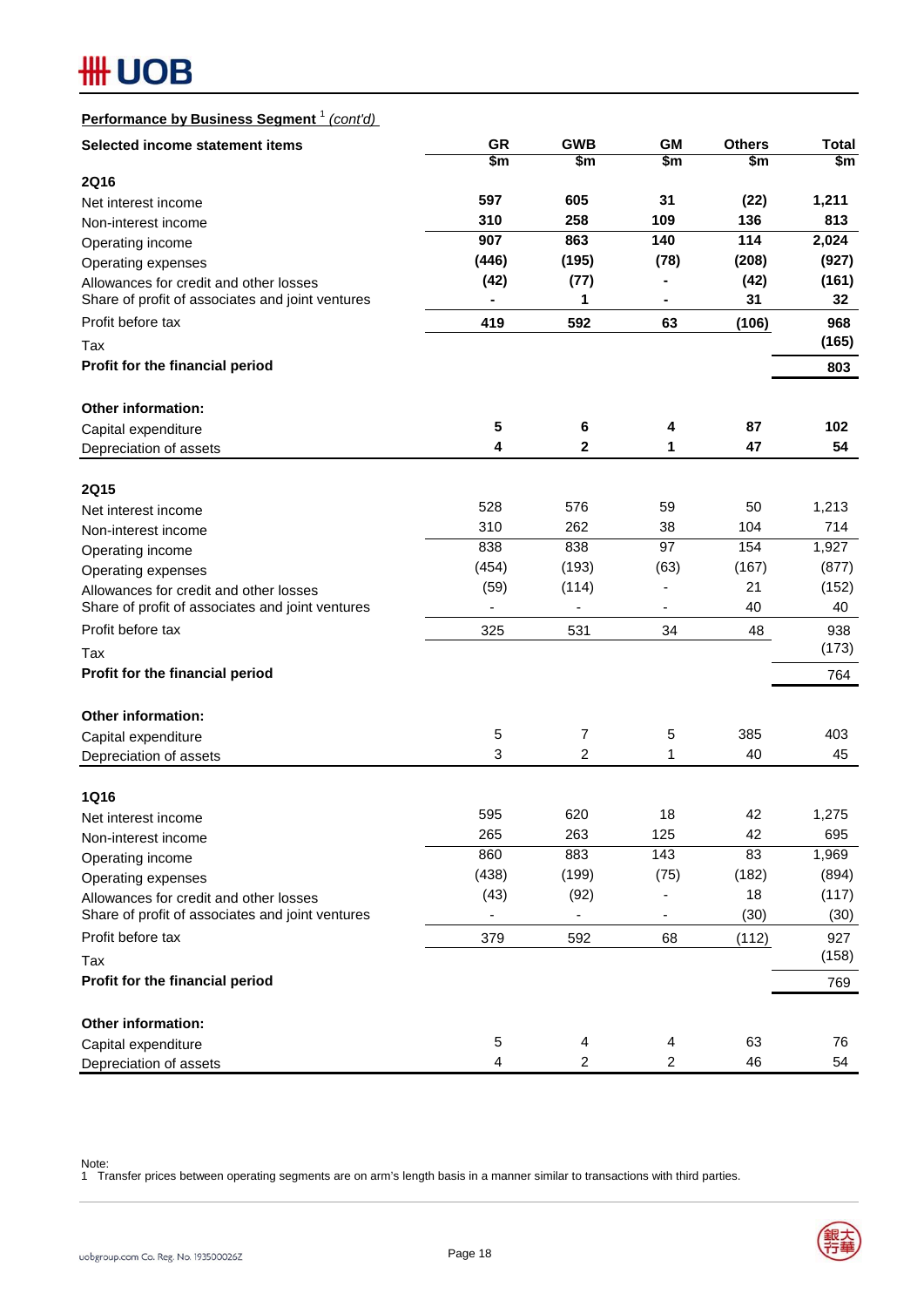**Performance by Business Segment** [1] *(cont'd)*

| Selected income statement items | GR | GWB | GM | Others | Total |
|---|---|---|---|---|---|
| | $m | $m | $m | $m | $m |
| **2Q16** | | | | | |
| Net interest income | **597** | **605** | **31** | **(22)** | **1,211** |
| Non-interest income | **310** | **258** | **109** | **136** | **813** |
| Operating income | **907** | **863** | **140** | **114** | **2,024** |
| Operating expenses | **(446)** | **(195)** | **(78)** | **(208)** | **(927)** |
| Allowances for credit and other losses | **(42)** | **(77)** | **-** | **(42)** | **(161)** |
| Share of profit of associates and joint ventures | **-** | **1** | **-** | **31** | **32** |
| Profit before tax | **419** | **592** | **63** | **(106)** | **968** |
| Tax | | | | | **(165)** |
| **Profit for the financial period** | | | | | **803** |
| **Other information:** | | | | | |
| Capital expenditure | **5** | **6** | **4** | **87** | **102** |
| Depreciation of assets | **4** | **2** | **1** | **47** | **54** |
| **2Q15** | | | | | |
| Net interest income | 528 | 576 | 59 | 50 | 1,213 |
| Non-interest income | 310 | 262 | 38 | 104 | 714 |
| Operating income | 838 | 838 | 97 | 154 | 1,927 |
| Operating expenses | (454) | (193) | (63) | (167) | (877) |
| Allowances for credit and other losses | (59) | (114) | - | 21 | (152) |
| Share of profit of associates and joint ventures | - | - | - | 40 | 40 |
| Profit before tax | 325 | 531 | 34 | 48 | 938 |
| Tax | | | | | (173) |
| **Profit for the financial period** | | | | | 764 |
| **Other information:** | | | | | |
| Capital expenditure | 5 | 7 | 5 | 385 | 403 |
| Depreciation of assets | 3 | 2 | 1 | 40 | 45 |
| **1Q16** | | | | | |
| Net interest income | 595 | 620 | 18 | 42 | 1,275 |
| Non-interest income | 265 | 263 | 125 | 42 | 695 |
| Operating income | 860 | 883 | 143 | 83 | 1,969 |
| Operating expenses | (438) | (199) | (75) | (182) | (894) |
| Allowances for credit and other losses | (43) | (92) | - | 18 | (117) |
| Share of profit of associates and joint ventures | - | - | - | (30) | (30) |
| Profit before tax | 379 | 592 | 68 | (112) | 927 |
| Tax | | | | | (158) |
| **Profit for the financial period** | | | | | 769 |
| **Other information:** | | | | | |
| Capital expenditure | 5 | 4 | 4 | 63 | 76 |
| Depreciation of assets | 4 | 2 | 2 | 46 | 54 |

Note:
1 Transfer prices between operating segments are on arm's length basis in a manner similar to transactions with third parties.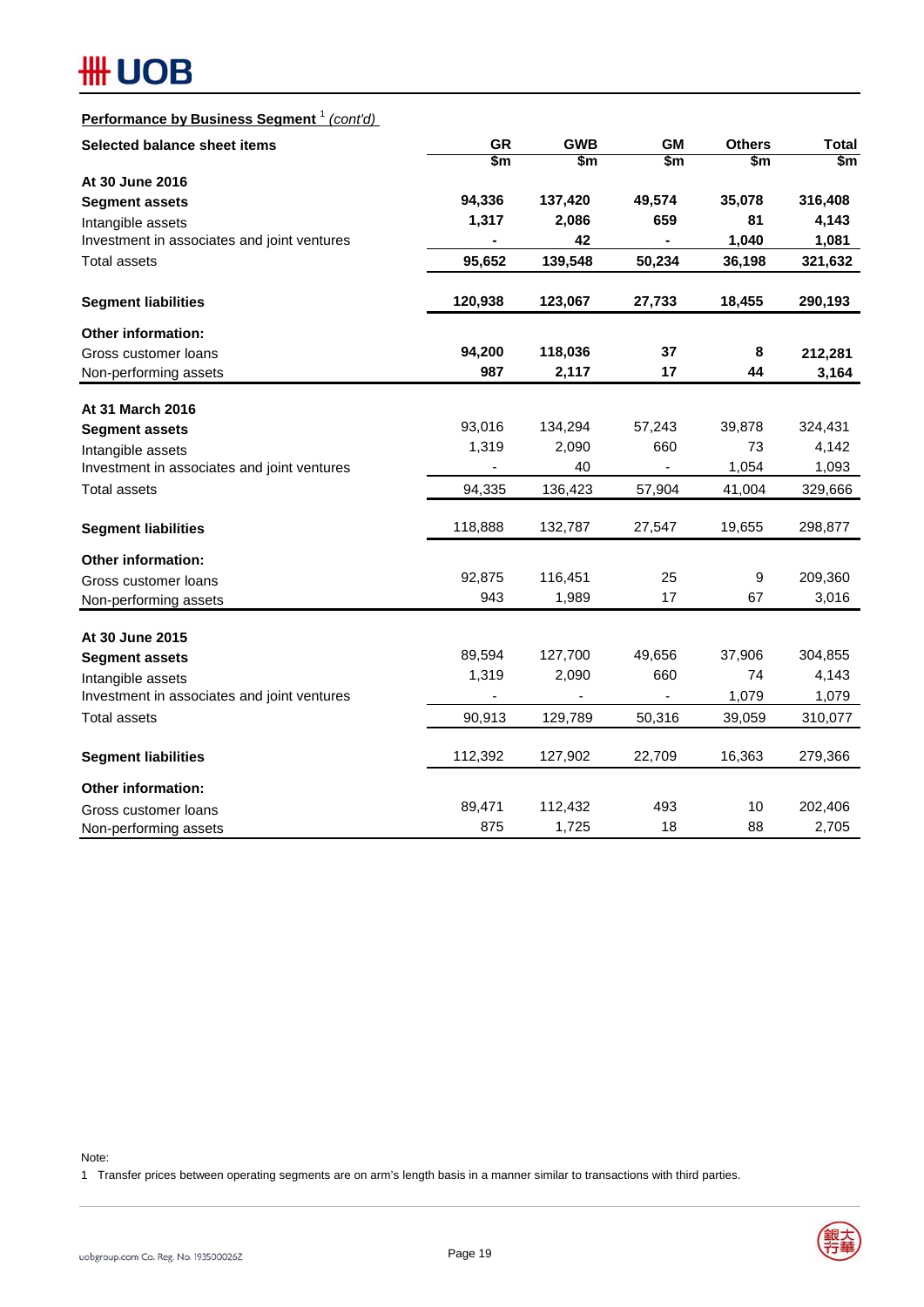**Performance by Business Segment** [1] *(cont'd)*

| Selected balance sheet items | GR | GWB | GM | Others | Total |
|---|---|---|---|---|---|
| | $m | $m | $m | $m | $m |
| **At 30 June 2016** | | | | | |
| **Segment assets** | **94,336** | **137,420** | **49,574** | **35,078** | **316,408** |
| Intangible assets | **1,317** | **2,086** | **659** | **81** | **4,143** |
| Investment in associates and joint ventures | **-** | **42** | **-** | **1,040** | **1,081** |
| Total assets | **95,652** | **139,548** | **50,234** | **36,198** | **321,632** |
| **Segment liabilities** | **120,938** | **123,067** | **27,733** | **18,455** | **290,193** |
| **Other information:** | | | | | |
| Gross customer loans | **94,200** | **118,036** | **37** | **8** | **212,281** |
| Non-performing assets | **987** | **2,117** | **17** | **44** | **3,164** |
| **At 31 March 2016** | | | | | |
| **Segment assets** | 93,016 | 134,294 | 57,243 | 39,878 | 324,431 |
| Intangible assets | 1,319 | 2,090 | 660 | 73 | 4,142 |
| Investment in associates and joint ventures | - | 40 | - | 1,054 | 1,093 |
| Total assets | 94,335 | 136,423 | 57,904 | 41,004 | 329,666 |
| **Segment liabilities** | 118,888 | 132,787 | 27,547 | 19,655 | 298,877 |
| **Other information:** | | | | | |
| Gross customer loans | 92,875 | 116,451 | 25 | 9 | 209,360 |
| Non-performing assets | 943 | 1,989 | 17 | 67 | 3,016 |
| **At 30 June 2015** | | | | | |
| **Segment assets** | 89,594 | 127,700 | 49,656 | 37,906 | 304,855 |
| Intangible assets | 1,319 | 2,090 | 660 | 74 | 4,143 |
| Investment in associates and joint ventures | - | - | - | 1,079 | 1,079 |
| Total assets | 90,913 | 129,789 | 50,316 | 39,059 | 310,077 |
| **Segment liabilities** | 112,392 | 127,902 | 22,709 | 16,363 | 279,366 |
| **Other information:** | | | | | |
| Gross customer loans | 89,471 | 112,432 | 493 | 10 | 202,406 |
| Non-performing assets | 875 | 1,725 | 18 | 88 | 2,705 |

Note:

1 Transfer prices between operating segments are on arm's length basis in a manner similar to transactions with third parties.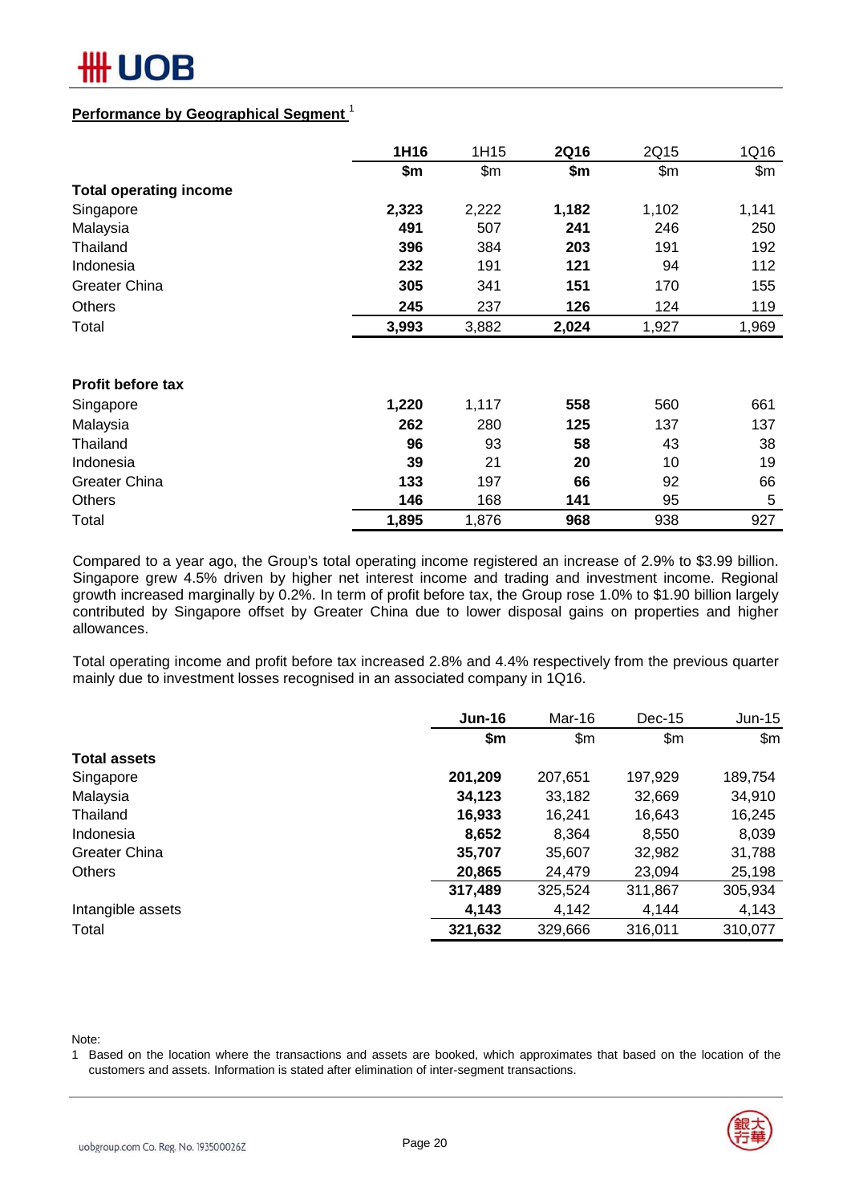## Performance by Geographical Segment [1]

| | 1H16 | 1H15 | 2Q16 | 2Q15 | 1Q16 |
|---|---|---|---|---|---|
| | $m | $m | $m | $m | $m |
| **Total operating income** | | | | | |
| Singapore | **2,323** | 2,222 | **1,182** | 1,102 | 1,141 |
| Malaysia | **491** | 507 | **241** | 246 | 250 |
| Thailand | **396** | 384 | **203** | 191 | 192 |
| Indonesia | **232** | 191 | **121** | 94 | 112 |
| Greater China | **305** | 341 | **151** | 170 | 155 |
| Others | **245** | 237 | **126** | 124 | 119 |
| Total | **3,993** | 3,882 | **2,024** | 1,927 | 1,969 |
| | | | | | |
| **Profit before tax** | | | | | |
| Singapore | **1,220** | 1,117 | **558** | 560 | 661 |
| Malaysia | **262** | 280 | **125** | 137 | 137 |
| Thailand | **96** | 93 | **58** | 43 | 38 |
| Indonesia | **39** | 21 | **20** | 10 | 19 |
| Greater China | **133** | 197 | **66** | 92 | 66 |
| Others | **146** | 168 | **141** | 95 | 5 |
| Total | **1,895** | 1,876 | **968** | 938 | 927 |

Compared to a year ago, the Group's total operating income registered an increase of 2.9% to $3.99 billion. Singapore grew 4.5% driven by higher net interest income and trading and investment income. Regional growth increased marginally by 0.2%. In term of profit before tax, the Group rose 1.0% to $1.90 billion largely contributed by Singapore offset by Greater China due to lower disposal gains on properties and higher allowances.

Total operating income and profit before tax increased 2.8% and 4.4% respectively from the previous quarter mainly due to investment losses recognised in an associated company in 1Q16.

| | Jun-16 | Mar-16 | Dec-15 | Jun-15 |
|---|---|---|---|---|
| | $m | $m | $m | $m |
| **Total assets** | | | | |
| Singapore | **201,209** | 207,651 | 197,929 | 189,754 |
| Malaysia | **34,123** | 33,182 | 32,669 | 34,910 |
| Thailand | **16,933** | 16,241 | 16,643 | 16,245 |
| Indonesia | **8,652** | 8,364 | 8,550 | 8,039 |
| Greater China | **35,707** | 35,607 | 32,982 | 31,788 |
| Others | **20,865** | 24,479 | 23,094 | 25,198 |
| | **317,489** | 325,524 | 311,867 | 305,934 |
| Intangible assets | **4,143** | 4,142 | 4,144 | 4,143 |
| Total | **321,632** | 329,666 | 316,011 | 310,077 |

Note:

1 Based on the location where the transactions and assets are booked, which approximates that based on the location of the customers and assets. Information is stated after elimination of inter-segment transactions.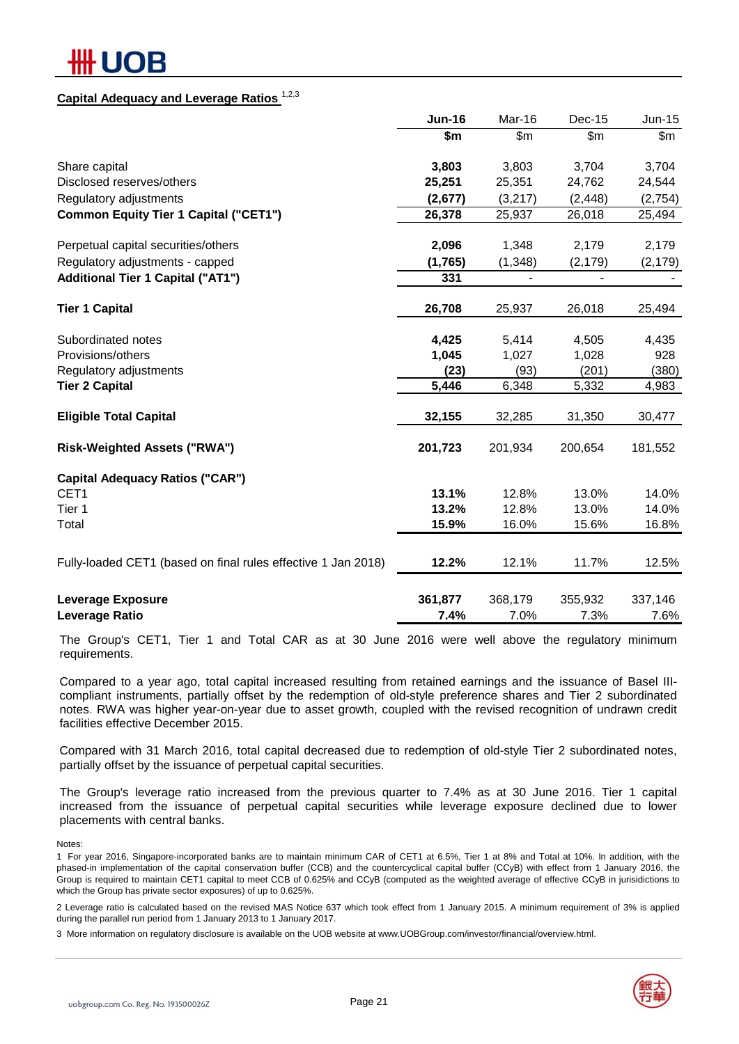## Capital Adequacy and Leverage Ratios [1,2,3]

| | Jun-16 | Mar-16 | Dec-15 | Jun-15 |
|---|---|---|---|---|
| | $m | $m | $m | $m |
| Share capital | **3,803** | 3,803 | 3,704 | 3,704 |
| Disclosed reserves/others | **25,251** | 25,351 | 24,762 | 24,544 |
| Regulatory adjustments | **(2,677)** | (3,217) | (2,448) | (2,754) |
| **Common Equity Tier 1 Capital ("CET1")** | **26,378** | 25,937 | 26,018 | 25,494 |
| Perpetual capital securities/others | **2,096** | 1,348 | 2,179 | 2,179 |
| Regulatory adjustments - capped | **(1,765)** | (1,348) | (2,179) | (2,179) |
| **Additional Tier 1 Capital ("AT1")** | **331** | - | - | - |
| **Tier 1 Capital** | **26,708** | 25,937 | 26,018 | 25,494 |
| Subordinated notes | **4,425** | 5,414 | 4,505 | 4,435 |
| Provisions/others | **1,045** | 1,027 | 1,028 | 928 |
| Regulatory adjustments | **(23)** | (93) | (201) | (380) |
| **Tier 2 Capital** | **5,446** | 6,348 | 5,332 | 4,983 |
| **Eligible Total Capital** | **32,155** | 32,285 | 31,350 | 30,477 |
| **Risk-Weighted Assets ("RWA")** | **201,723** | 201,934 | 200,654 | 181,552 |
| **Capital Adequacy Ratios ("CAR")** | | | | |
| CET1 | **13.1%** | 12.8% | 13.0% | 14.0% |
| Tier 1 | **13.2%** | 12.8% | 13.0% | 14.0% |
| Total | **15.9%** | 16.0% | 15.6% | 16.8% |
| Fully-loaded CET1 (based on final rules effective 1 Jan 2018) | **12.2%** | 12.1% | 11.7% | 12.5% |
| **Leverage Exposure** | **361,877** | 368,179 | 355,932 | 337,146 |
| **Leverage Ratio** | **7.4%** | 7.0% | 7.3% | 7.6% |

The Group's CET1, Tier 1 and Total CAR as at 30 June 2016 were well above the regulatory minimum requirements.

Compared to a year ago, total capital increased resulting from retained earnings and the issuance of Basel III-compliant instruments, partially offset by the redemption of old-style preference shares and Tier 2 subordinated notes. RWA was higher year-on-year due to asset growth, coupled with the revised recognition of undrawn credit facilities effective December 2015.

Compared with 31 March 2016, total capital decreased due to redemption of old-style Tier 2 subordinated notes, partially offset by the issuance of perpetual capital securities.

The Group's leverage ratio increased from the previous quarter to 7.4% as at 30 June 2016. Tier 1 capital increased from the issuance of perpetual capital securities while leverage exposure declined due to lower placements with central banks.

Notes:

1 For year 2016, Singapore-incorporated banks are to maintain minimum CAR of CET1 at 6.5%, Tier 1 at 8% and Total at 10%. In addition, with the phased-in implementation of the capital conservation buffer (CCB) and the countercyclical capital buffer (CCyB) with effect from 1 January 2016, the Group is required to maintain CET1 capital to meet CCB of 0.625% and CCyB (computed as the weighted average of effective CCyB in jurisdictions to which the Group has private sector exposures) of up to 0.625%.

2 Leverage ratio is calculated based on the revised MAS Notice 637 which took effect from 1 January 2015. A minimum requirement of 3% is applied during the parallel run period from 1 January 2013 to 1 January 2017.

3 More information on regulatory disclosure is available on the UOB website at www.UOBGroup.com/investor/financial/overview.html.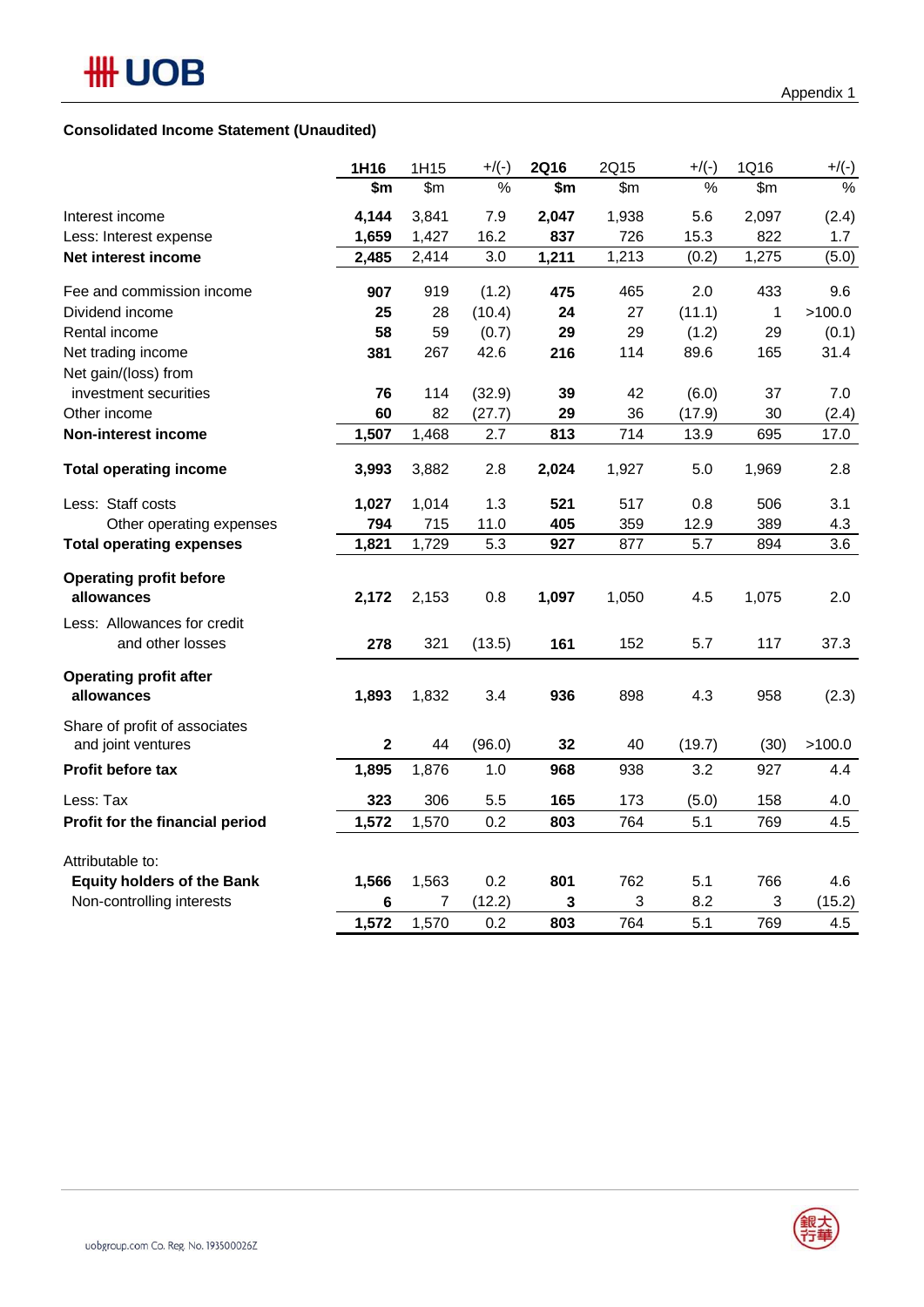Appendix 1

**Consolidated Income Statement (Unaudited)**

| | **1H16** | 1H15 | +/(-) | **2Q16** | 2Q15 | +/(-) | 1Q16 | +/(-) |
|---|---|---|---|---|---|---|---|---|
| | **$m** | $m | % | **$m** | $m | % | $m | % |
| Interest income | **4,144** | 3,841 | 7.9 | **2,047** | 1,938 | 5.6 | 2,097 | (2.4) |
| Less: Interest expense | **1,659** | 1,427 | 16.2 | **837** | 726 | 15.3 | 822 | 1.7 |
| **Net interest income** | **2,485** | 2,414 | 3.0 | **1,211** | 1,213 | (0.2) | 1,275 | (5.0) |
| Fee and commission income | **907** | 919 | (1.2) | **475** | 465 | 2.0 | 433 | 9.6 |
| Dividend income | **25** | 28 | (10.4) | **24** | 27 | (11.1) | 1 | >100.0 |
| Rental income | **58** | 59 | (0.7) | **29** | 29 | (1.2) | 29 | (0.1) |
| Net trading income | **381** | 267 | 42.6 | **216** | 114 | 89.6 | 165 | 31.4 |
| Net gain/(loss) from investment securities | **76** | 114 | (32.9) | **39** | 42 | (6.0) | 37 | 7.0 |
| Other income | **60** | 82 | (27.7) | **29** | 36 | (17.9) | 30 | (2.4) |
| **Non-interest income** | **1,507** | 1,468 | 2.7 | **813** | 714 | 13.9 | 695 | 17.0 |
| **Total operating income** | **3,993** | 3,882 | 2.8 | **2,024** | 1,927 | 5.0 | 1,969 | 2.8 |
| Less: Staff costs | **1,027** | 1,014 | 1.3 | **521** | 517 | 0.8 | 506 | 3.1 |
| Other operating expenses | **794** | 715 | 11.0 | **405** | 359 | 12.9 | 389 | 4.3 |
| **Total operating expenses** | **1,821** | 1,729 | 5.3 | **927** | 877 | 5.7 | 894 | 3.6 |
| **Operating profit before allowances** | **2,172** | 2,153 | 0.8 | **1,097** | 1,050 | 4.5 | 1,075 | 2.0 |
| Less: Allowances for credit and other losses | **278** | 321 | (13.5) | **161** | 152 | 5.7 | 117 | 37.3 |
| **Operating profit after allowances** | **1,893** | 1,832 | 3.4 | **936** | 898 | 4.3 | 958 | (2.3) |
| Share of profit of associates and joint ventures | **2** | 44 | (96.0) | **32** | 40 | (19.7) | (30) | >100.0 |
| **Profit before tax** | **1,895** | 1,876 | 1.0 | **968** | 938 | 3.2 | 927 | 4.4 |
| Less: Tax | **323** | 306 | 5.5 | **165** | 173 | (5.0) | 158 | 4.0 |
| **Profit for the financial period** | **1,572** | 1,570 | 0.2 | **803** | 764 | 5.1 | 769 | 4.5 |
| Attributable to: | | | | | | | | |
| **Equity holders of the Bank** | **1,566** | 1,563 | 0.2 | **801** | 762 | 5.1 | 766 | 4.6 |
| Non-controlling interests | **6** | 7 | (12.2) | **3** | 3 | 8.2 | 3 | (15.2) |
| | **1,572** | 1,570 | 0.2 | **803** | 764 | 5.1 | 769 | 4.5 |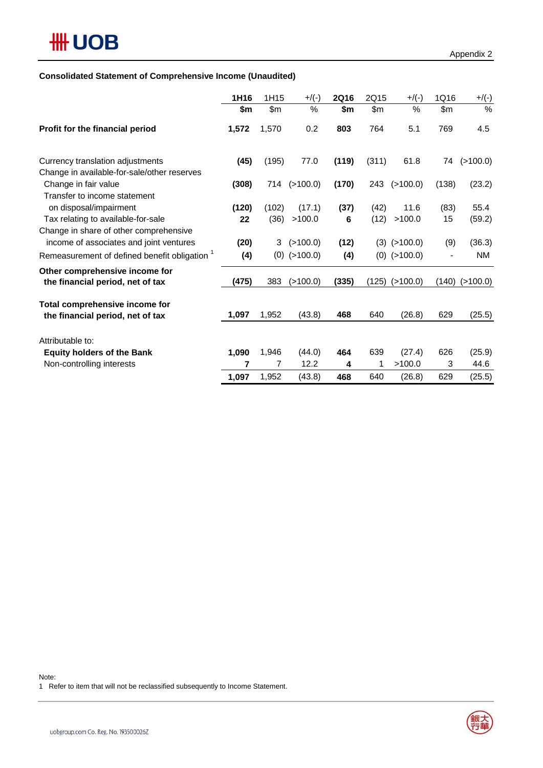Appendix 2

**Consolidated Statement of Comprehensive Income (Unaudited)**

| | **1H16** | 1H15 | +/(-) | **2Q16** | 2Q15 | +/(-) | 1Q16 | +/(-) |
|---|---|---|---|---|---|---|---|---|
| | **$m** | $m | % | **$m** | $m | % | $m | % |
| **Profit for the financial period** | **1,572** | 1,570 | 0.2 | **803** | 764 | 5.1 | 769 | 4.5 |
| Currency translation adjustments | **(45)** | (195) | 77.0 | **(119)** | (311) | 61.8 | 74 | (>100.0) |
| Change in available-for-sale/other reserves | | | | | | | | |
| Change in fair value | **(308)** | 714 | (>100.0) | **(170)** | 243 | (>100.0) | (138) | (23.2) |
| Transfer to income statement on disposal/impairment | **(120)** | (102) | (17.1) | **(37)** | (42) | 11.6 | (83) | 55.4 |
| Tax relating to available-for-sale | **22** | (36) | >100.0 | **6** | (12) | >100.0 | 15 | (59.2) |
| Change in share of other comprehensive income of associates and joint ventures | **(20)** | 3 | (>100.0) | **(12)** | (3) | (>100.0) | (9) | (36.3) |
| Remeasurement of defined benefit obligation [1] | **(4)** | (0) | (>100.0) | **(4)** | (0) | (>100.0) | - | NM |
| **Other comprehensive income for the financial period, net of tax** | **(475)** | 383 | (>100.0) | **(335)** | (125) | (>100.0) | (140) | (>100.0) |
| **Total comprehensive income for the financial period, net of tax** | **1,097** | 1,952 | (43.8) | **468** | 640 | (26.8) | 629 | (25.5) |
| Attributable to: | | | | | | | | |
| **Equity holders of the Bank** | **1,090** | 1,946 | (44.0) | **464** | 639 | (27.4) | 626 | (25.9) |
| Non-controlling interests | **7** | 7 | 12.2 | **4** | 1 | >100.0 | 3 | 44.6 |
| | **1,097** | 1,952 | (43.8) | **468** | 640 | (26.8) | 629 | (25.5) |

Note:
1 Refer to item that will not be reclassified subsequently to Income Statement.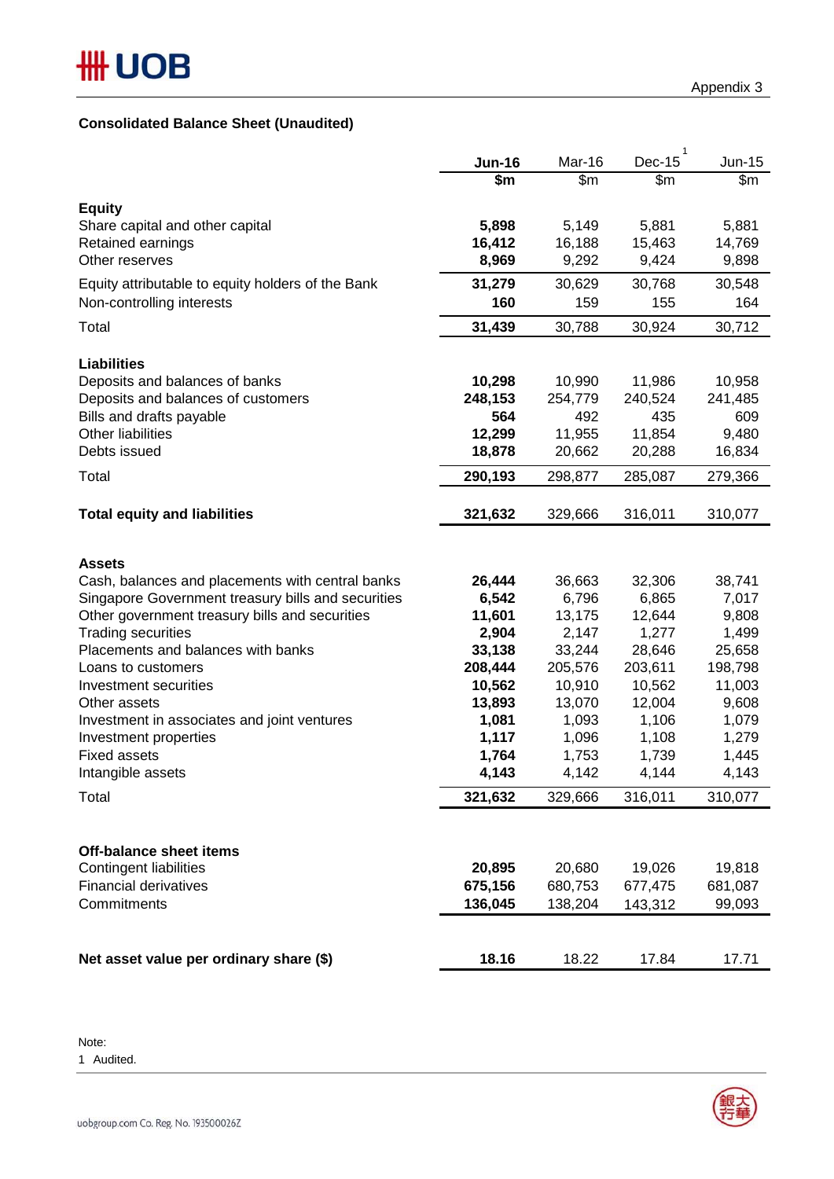Appendix 3

## Consolidated Balance Sheet (Unaudited)

| | Jun-16 | Mar-16 | Dec-15[1] | Jun-15 |
|---|---|---|---|---|
| | $m | $m | $m | $m |
| **Equity** | | | | |
| Share capital and other capital | **5,898** | 5,149 | 5,881 | 5,881 |
| Retained earnings | **16,412** | 16,188 | 15,463 | 14,769 |
| Other reserves | **8,969** | 9,292 | 9,424 | 9,898 |
| Equity attributable to equity holders of the Bank | **31,279** | 30,629 | 30,768 | 30,548 |
| Non-controlling interests | **160** | 159 | 155 | 164 |
| Total | **31,439** | 30,788 | 30,924 | 30,712 |
| **Liabilities** | | | | |
| Deposits and balances of banks | **10,298** | 10,990 | 11,986 | 10,958 |
| Deposits and balances of customers | **248,153** | 254,779 | 240,524 | 241,485 |
| Bills and drafts payable | **564** | 492 | 435 | 609 |
| Other liabilities | **12,299** | 11,955 | 11,854 | 9,480 |
| Debts issued | **18,878** | 20,662 | 20,288 | 16,834 |
| Total | **290,193** | 298,877 | 285,087 | 279,366 |
| **Total equity and liabilities** | **321,632** | 329,666 | 316,011 | 310,077 |
| **Assets** | | | | |
| Cash, balances and placements with central banks | **26,444** | 36,663 | 32,306 | 38,741 |
| Singapore Government treasury bills and securities | **6,542** | 6,796 | 6,865 | 7,017 |
| Other government treasury bills and securities | **11,601** | 13,175 | 12,644 | 9,808 |
| Trading securities | **2,904** | 2,147 | 1,277 | 1,499 |
| Placements and balances with banks | **33,138** | 33,244 | 28,646 | 25,658 |
| Loans to customers | **208,444** | 205,576 | 203,611 | 198,798 |
| Investment securities | **10,562** | 10,910 | 10,562 | 11,003 |
| Other assets | **13,893** | 13,070 | 12,004 | 9,608 |
| Investment in associates and joint ventures | **1,081** | 1,093 | 1,106 | 1,079 |
| Investment properties | **1,117** | 1,096 | 1,108 | 1,279 |
| Fixed assets | **1,764** | 1,753 | 1,739 | 1,445 |
| Intangible assets | **4,143** | 4,142 | 4,144 | 4,143 |
| Total | **321,632** | 329,666 | 316,011 | 310,077 |
| **Off-balance sheet items** | | | | |
| Contingent liabilities | **20,895** | 20,680 | 19,026 | 19,818 |
| Financial derivatives | **675,156** | 680,753 | 677,475 | 681,087 |
| Commitments | **136,045** | 138,204 | 143,312 | 99,093 |
| **Net asset value per ordinary share ($)** | **18.16** | 18.22 | 17.84 | 17.71 |

Note:
1 Audited.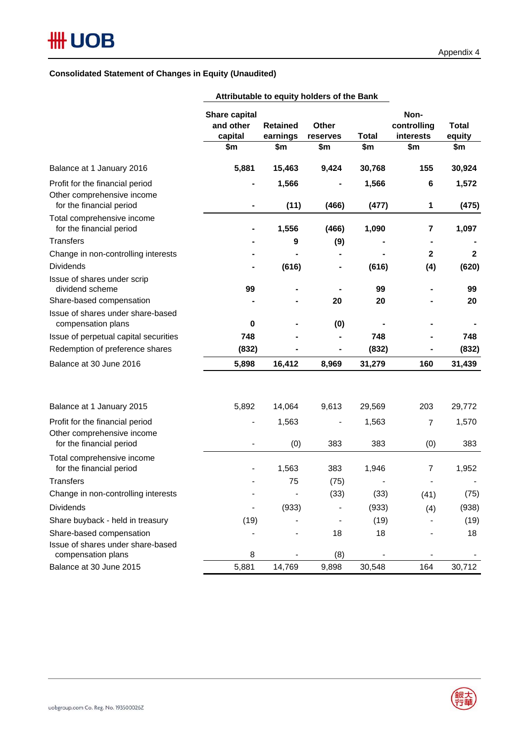Appendix 4

**Consolidated Statement of Changes in Equity (Unaudited)**

| | Attributable to equity holders of the Bank | | | | | |
|---|---|---|---|---|---|---|
| | Share capital and other capital | Retained earnings | Other reserves | Total | Non-controlling interests | Total equity |
| | $m | $m | $m | $m | $m | $m |
| **Balance at 1 January 2016** | **5,881** | **15,463** | **9,424** | **30,768** | **155** | **30,924** |
| **Profit for the financial period** | **-** | **1,566** | **-** | **1,566** | **6** | **1,572** |
| **Other comprehensive income for the financial period** | **-** | **(11)** | **(466)** | **(477)** | **1** | **(475)** |
| **Total comprehensive income for the financial period** | **-** | **1,556** | **(466)** | **1,090** | **7** | **1,097** |
| **Transfers** | **-** | **9** | **(9)** | **-** | **-** | **-** |
| **Change in non-controlling interests** | **-** | **-** | **-** | **-** | **2** | **2** |
| **Dividends** | **-** | **(616)** | **-** | **(616)** | **(4)** | **(620)** |
| **Issue of shares under scrip dividend scheme** | **99** | **-** | **-** | **99** | **-** | **99** |
| **Share-based compensation** | **-** | **-** | **20** | **20** | **-** | **20** |
| **Issue of shares under share-based compensation plans** | **0** | **-** | **(0)** | **-** | **-** | **-** |
| **Issue of perpetual capital securities** | **748** | **-** | **-** | **748** | **-** | **748** |
| **Redemption of preference shares** | **(832)** | **-** | **-** | **(832)** | **-** | **(832)** |
| **Balance at 30 June 2016** | **5,898** | **16,412** | **8,969** | **31,279** | **160** | **31,439** |
| | | | | | | |
| Balance at 1 January 2015 | 5,892 | 14,064 | 9,613 | 29,569 | 203 | 29,772 |
| Profit for the financial period | - | 1,563 | - | 1,563 | 7 | 1,570 |
| Other comprehensive income for the financial period | - | (0) | 383 | 383 | (0) | 383 |
| Total comprehensive income for the financial period | - | 1,563 | 383 | 1,946 | 7 | 1,952 |
| Transfers | - | 75 | (75) | - | - | - |
| Change in non-controlling interests | - | - | (33) | (33) | (41) | (75) |
| Dividends | - | (933) | - | (933) | (4) | (938) |
| Share buyback - held in treasury | (19) | - | - | (19) | - | (19) |
| Share-based compensation | - | - | 18 | 18 | - | 18 |
| Issue of shares under share-based compensation plans | 8 | - | (8) | - | - | - |
| Balance at 30 June 2015 | 5,881 | 14,769 | 9,898 | 30,548 | 164 | 30,712 |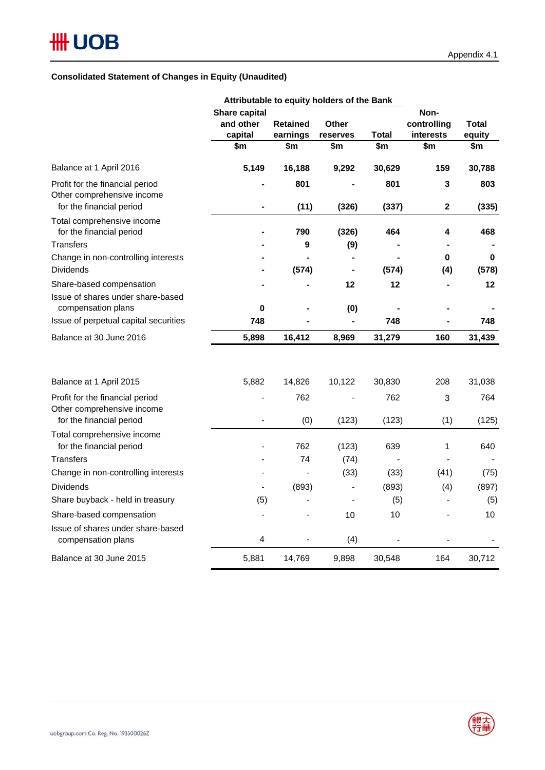Appendix 4.1

**Consolidated Statement of Changes in Equity (Unaudited)**

| | Attributable to equity holders of the Bank | | | | | |
|---|---|---|---|---|---|---|
| | Share capital and other capital | Retained earnings | Other reserves | Total | Non-controlling interests | Total equity |
| | $m | $m | $m | $m | $m | $m |
| **Balance at 1 April 2016** | **5,149** | **16,188** | **9,292** | **30,629** | **159** | **30,788** |
| Profit for the financial period | **-** | **801** | **-** | **801** | **3** | **803** |
| Other comprehensive income for the financial period | **-** | **(11)** | **(326)** | **(337)** | **2** | **(335)** |
| Total comprehensive income for the financial period | **-** | **790** | **(326)** | **464** | **4** | **468** |
| Transfers | **-** | **9** | **(9)** | **-** | **-** | **-** |
| Change in non-controlling interests | **-** | **-** | **-** | **-** | **0** | **0** |
| Dividends | **-** | **(574)** | **-** | **(574)** | **(4)** | **(578)** |
| Share-based compensation | **-** | **-** | **12** | **12** | **-** | **12** |
| Issue of shares under share-based compensation plans | **0** | **-** | **(0)** | **-** | **-** | **-** |
| Issue of perpetual capital securities | **748** | **-** | **-** | **748** | **-** | **748** |
| **Balance at 30 June 2016** | **5,898** | **16,412** | **8,969** | **31,279** | **160** | **31,439** |
| | | | | | | |
| Balance at 1 April 2015 | 5,882 | 14,826 | 10,122 | 30,830 | 208 | 31,038 |
| Profit for the financial period | - | 762 | - | 762 | 3 | 764 |
| Other comprehensive income for the financial period | - | (0) | (123) | (123) | (1) | (125) |
| Total comprehensive income for the financial period | - | 762 | (123) | 639 | 1 | 640 |
| Transfers | - | 74 | (74) | - | - | - |
| Change in non-controlling interests | - | - | (33) | (33) | (41) | (75) |
| Dividends | - | (893) | - | (893) | (4) | (897) |
| Share buyback - held in treasury | (5) | - | - | (5) | - | (5) |
| Share-based compensation | - | - | 10 | 10 | - | 10 |
| Issue of shares under share-based compensation plans | 4 | - | (4) | - | - | - |
| Balance at 30 June 2015 | 5,881 | 14,769 | 9,898 | 30,548 | 164 | 30,712 |

uobgroup.com Co. Reg. No. 193500026Z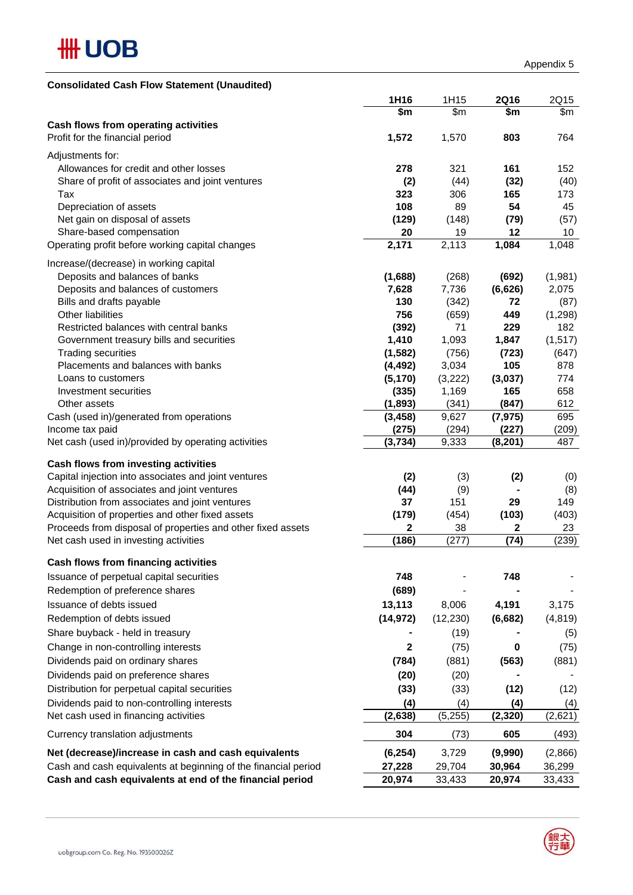Appendix 5

**Consolidated Cash Flow Statement (Unaudited)**

| | 1H16 | 1H15 | 2Q16 | 2Q15 |
|---|---|---|---|---|
| | $m | $m | $m | $m |
| **Cash flows from operating activities** | | | | |
| Profit for the financial period | **1,572** | 1,570 | **803** | 764 |
| Adjustments for: | | | | |
| Allowances for credit and other losses | **278** | 321 | **161** | 152 |
| Share of profit of associates and joint ventures | **(2)** | (44) | **(32)** | (40) |
| Tax | **323** | 306 | **165** | 173 |
| Depreciation of assets | **108** | 89 | **54** | 45 |
| Net gain on disposal of assets | **(129)** | (148) | **(79)** | (57) |
| Share-based compensation | **20** | 19 | **12** | 10 |
| Operating profit before working capital changes | **2,171** | 2,113 | **1,084** | 1,048 |
| Increase/(decrease) in working capital | | | | |
| Deposits and balances of banks | **(1,688)** | (268) | **(692)** | (1,981) |
| Deposits and balances of customers | **7,628** | 7,736 | **(6,626)** | 2,075 |
| Bills and drafts payable | **130** | (342) | **72** | (87) |
| Other liabilities | **756** | (659) | **449** | (1,298) |
| Restricted balances with central banks | **(392)** | 71 | **229** | 182 |
| Government treasury bills and securities | **1,410** | 1,093 | **1,847** | (1,517) |
| Trading securities | **(1,582)** | (756) | **(723)** | (647) |
| Placements and balances with banks | **(4,492)** | 3,034 | **105** | 878 |
| Loans to customers | **(5,170)** | (3,222) | **(3,037)** | 774 |
| Investment securities | **(335)** | 1,169 | **165** | 658 |
| Other assets | **(1,893)** | (341) | **(847)** | 612 |
| Cash (used in)/generated from operations | **(3,458)** | 9,627 | **(7,975)** | 695 |
| Income tax paid | **(275)** | (294) | **(227)** | (209) |
| Net cash (used in)/provided by operating activities | **(3,734)** | 9,333 | **(8,201)** | 487 |
| **Cash flows from investing activities** | | | | |
| Capital injection into associates and joint ventures | **(2)** | (3) | **(2)** | (0) |
| Acquisition of associates and joint ventures | **(44)** | (9) | **-** | (8) |
| Distribution from associates and joint ventures | **37** | 151 | **29** | 149 |
| Acquisition of properties and other fixed assets | **(179)** | (454) | **(103)** | (403) |
| Proceeds from disposal of properties and other fixed assets | **2** | 38 | **2** | 23 |
| Net cash used in investing activities | **(186)** | (277) | **(74)** | (239) |
| **Cash flows from financing activities** | | | | |
| Issuance of perpetual capital securities | **748** | - | **748** | - |
| Redemption of preference shares | **(689)** | - | **-** | - |
| Issuance of debts issued | **13,113** | 8,006 | **4,191** | 3,175 |
| Redemption of debts issued | **(14,972)** | (12,230) | **(6,682)** | (4,819) |
| Share buyback - held in treasury | **-** | (19) | **-** | (5) |
| Change in non-controlling interests | **2** | (75) | **0** | (75) |
| Dividends paid on ordinary shares | **(784)** | (881) | **(563)** | (881) |
| Dividends paid on preference shares | **(20)** | (20) | **-** | - |
| Distribution for perpetual capital securities | **(33)** | (33) | **(12)** | (12) |
| Dividends paid to non-controlling interests | **(4)** | (4) | **(4)** | (4) |
| Net cash used in financing activities | **(2,638)** | (5,255) | **(2,320)** | (2,621) |
| Currency translation adjustments | **304** | (73) | **605** | (493) |
| **Net (decrease)/increase in cash and cash equivalents** | **(6,254)** | 3,729 | **(9,990)** | (2,866) |
| Cash and cash equivalents at beginning of the financial period | **27,228** | 29,704 | **30,964** | 36,299 |
| **Cash and cash equivalents at end of the financial period** | **20,974** | 33,433 | **20,974** | 33,433 |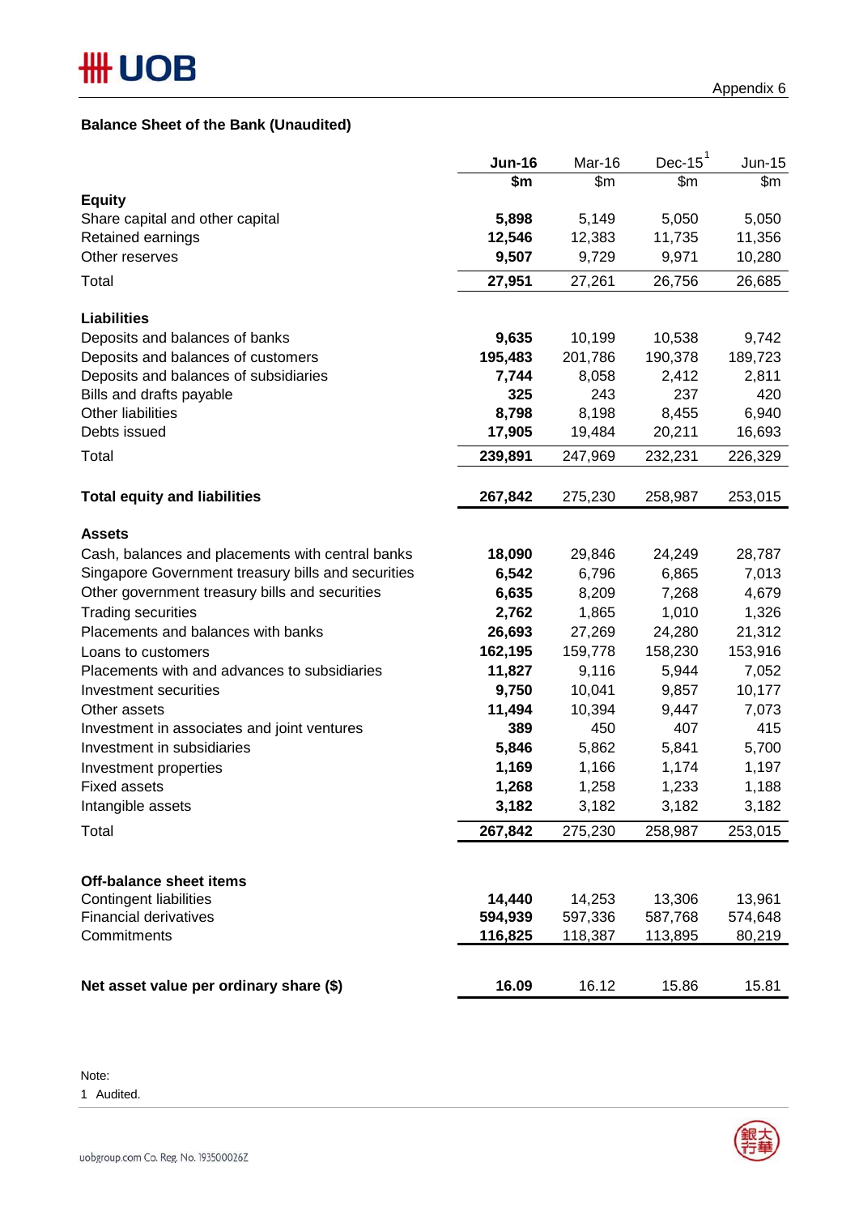Appendix 6

## Balance Sheet of the Bank (Unaudited)

| | **Jun-16** | Mar-16 | Dec-15[1] | Jun-15 |
|---|---|---|---|---|
| | **$m** | $m | $m | $m |
| **Equity** | | | | |
| Share capital and other capital | **5,898** | 5,149 | 5,050 | 5,050 |
| Retained earnings | **12,546** | 12,383 | 11,735 | 11,356 |
| Other reserves | **9,507** | 9,729 | 9,971 | 10,280 |
| Total | **27,951** | 27,261 | 26,756 | 26,685 |
| | | | | |
| **Liabilities** | | | | |
| Deposits and balances of banks | **9,635** | 10,199 | 10,538 | 9,742 |
| Deposits and balances of customers | **195,483** | 201,786 | 190,378 | 189,723 |
| Deposits and balances of subsidiaries | **7,744** | 8,058 | 2,412 | 2,811 |
| Bills and drafts payable | **325** | 243 | 237 | 420 |
| Other liabilities | **8,798** | 8,198 | 8,455 | 6,940 |
| Debts issued | **17,905** | 19,484 | 20,211 | 16,693 |
| Total | **239,891** | 247,969 | 232,231 | 226,329 |
| | | | | |
| **Total equity and liabilities** | **267,842** | 275,230 | 258,987 | 253,015 |
| | | | | |
| **Assets** | | | | |
| Cash, balances and placements with central banks | **18,090** | 29,846 | 24,249 | 28,787 |
| Singapore Government treasury bills and securities | **6,542** | 6,796 | 6,865 | 7,013 |
| Other government treasury bills and securities | **6,635** | 8,209 | 7,268 | 4,679 |
| Trading securities | **2,762** | 1,865 | 1,010 | 1,326 |
| Placements and balances with banks | **26,693** | 27,269 | 24,280 | 21,312 |
| Loans to customers | **162,195** | 159,778 | 158,230 | 153,916 |
| Placements with and advances to subsidiaries | **11,827** | 9,116 | 5,944 | 7,052 |
| Investment securities | **9,750** | 10,041 | 9,857 | 10,177 |
| Other assets | **11,494** | 10,394 | 9,447 | 7,073 |
| Investment in associates and joint ventures | **389** | 450 | 407 | 415 |
| Investment in subsidiaries | **5,846** | 5,862 | 5,841 | 5,700 |
| Investment properties | **1,169** | 1,166 | 1,174 | 1,197 |
| Fixed assets | **1,268** | 1,258 | 1,233 | 1,188 |
| Intangible assets | **3,182** | 3,182 | 3,182 | 3,182 |
| Total | **267,842** | 275,230 | 258,987 | 253,015 |
| | | | | |
| **Off-balance sheet items** | | | | |
| Contingent liabilities | **14,440** | 14,253 | 13,306 | 13,961 |
| Financial derivatives | **594,939** | 597,336 | 587,768 | 574,648 |
| Commitments | **116,825** | 118,387 | 113,895 | 80,219 |
| | | | | |
| **Net asset value per ordinary share ($)** | **16.09** | 16.12 | 15.86 | 15.81 |

Note:

1 Audited.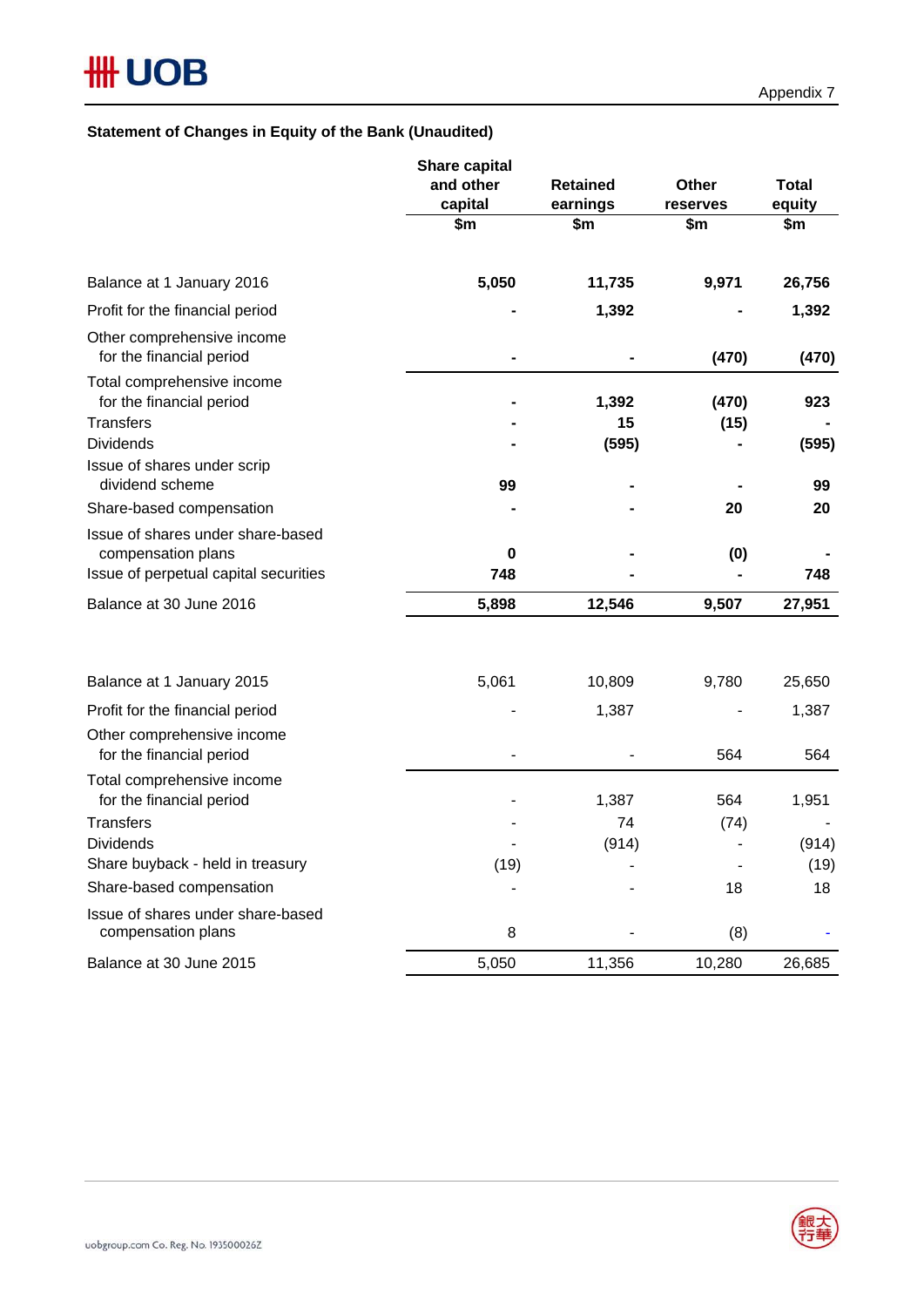Appendix 7

## Statement of Changes in Equity of the Bank (Unaudited)

| | Share capital and other capital<br>$m | Retained earnings<br>$m | Other reserves<br>$m | Total equity<br>$m |
|---|---|---|---|---|
| **Balance at 1 January 2016** | **5,050** | **11,735** | **9,971** | **26,756** |
| Profit for the financial period | **-** | **1,392** | **-** | **1,392** |
| Other comprehensive income for the financial period | **-** | **-** | **(470)** | **(470)** |
| Total comprehensive income for the financial period | **-** | **1,392** | **(470)** | **923** |
| Transfers | **-** | **15** | **(15)** | **-** |
| Dividends | **-** | **(595)** | **-** | **(595)** |
| Issue of shares under scrip dividend scheme | **99** | **-** | **-** | **99** |
| Share-based compensation | **-** | **-** | **20** | **20** |
| Issue of shares under share-based compensation plans | **0** | **-** | **(0)** | **-** |
| Issue of perpetual capital securities | **748** | **-** | **-** | **748** |
| Balance at 30 June 2016 | **5,898** | **12,546** | **9,507** | **27,951** |
| | | | | |
| Balance at 1 January 2015 | 5,061 | 10,809 | 9,780 | 25,650 |
| Profit for the financial period | - | 1,387 | - | 1,387 |
| Other comprehensive income for the financial period | - | - | 564 | 564 |
| Total comprehensive income for the financial period | - | 1,387 | 564 | 1,951 |
| Transfers | - | 74 | (74) | - |
| Dividends | - | (914) | - | (914) |
| Share buyback - held in treasury | (19) | - | - | (19) |
| Share-based compensation | - | - | 18 | 18 |
| Issue of shares under share-based compensation plans | 8 | - | (8) | - |
| Balance at 30 June 2015 | 5,050 | 11,356 | 10,280 | 26,685 |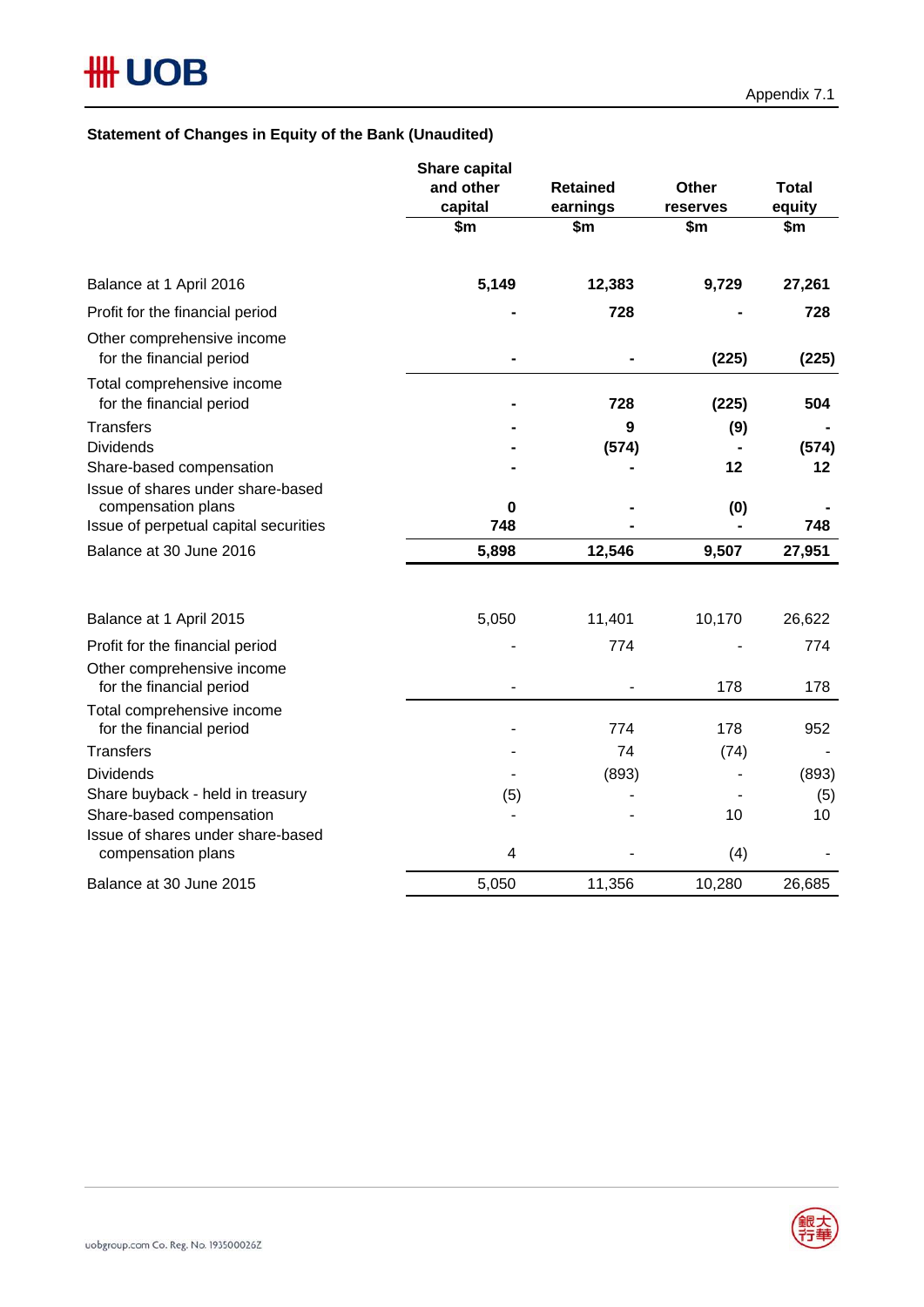Appendix 7.1

**Statement of Changes in Equity of the Bank (Unaudited)**

| | Share capital and other capital $m | Retained earnings $m | Other reserves $m | Total equity $m |
|---|---|---|---|---|
| **Balance at 1 April 2016** | **5,149** | **12,383** | **9,729** | **27,261** |
| Profit for the financial period | **-** | **728** | **-** | **728** |
| Other comprehensive income for the financial period | **-** | **-** | **(225)** | **(225)** |
| Total comprehensive income for the financial period | **-** | **728** | **(225)** | **504** |
| Transfers | **-** | **9** | **(9)** | **-** |
| Dividends | **-** | **(574)** | **-** | **(574)** |
| Share-based compensation | **-** | **-** | **12** | **12** |
| Issue of shares under share-based compensation plans | **0** | **-** | **(0)** | **-** |
| Issue of perpetual capital securities | **748** | **-** | **-** | **748** |
| **Balance at 30 June 2016** | **5,898** | **12,546** | **9,507** | **27,951** |
| | | | | |
| Balance at 1 April 2015 | 5,050 | 11,401 | 10,170 | 26,622 |
| Profit for the financial period | - | 774 | - | 774 |
| Other comprehensive income for the financial period | - | - | 178 | 178 |
| Total comprehensive income for the financial period | - | 774 | 178 | 952 |
| Transfers | - | 74 | (74) | - |
| Dividends | - | (893) | - | (893) |
| Share buyback - held in treasury | (5) | - | - | (5) |
| Share-based compensation | - | - | 10 | 10 |
| Issue of shares under share-based compensation plans | 4 | - | (4) | - |
| Balance at 30 June 2015 | 5,050 | 11,356 | 10,280 | 26,685 |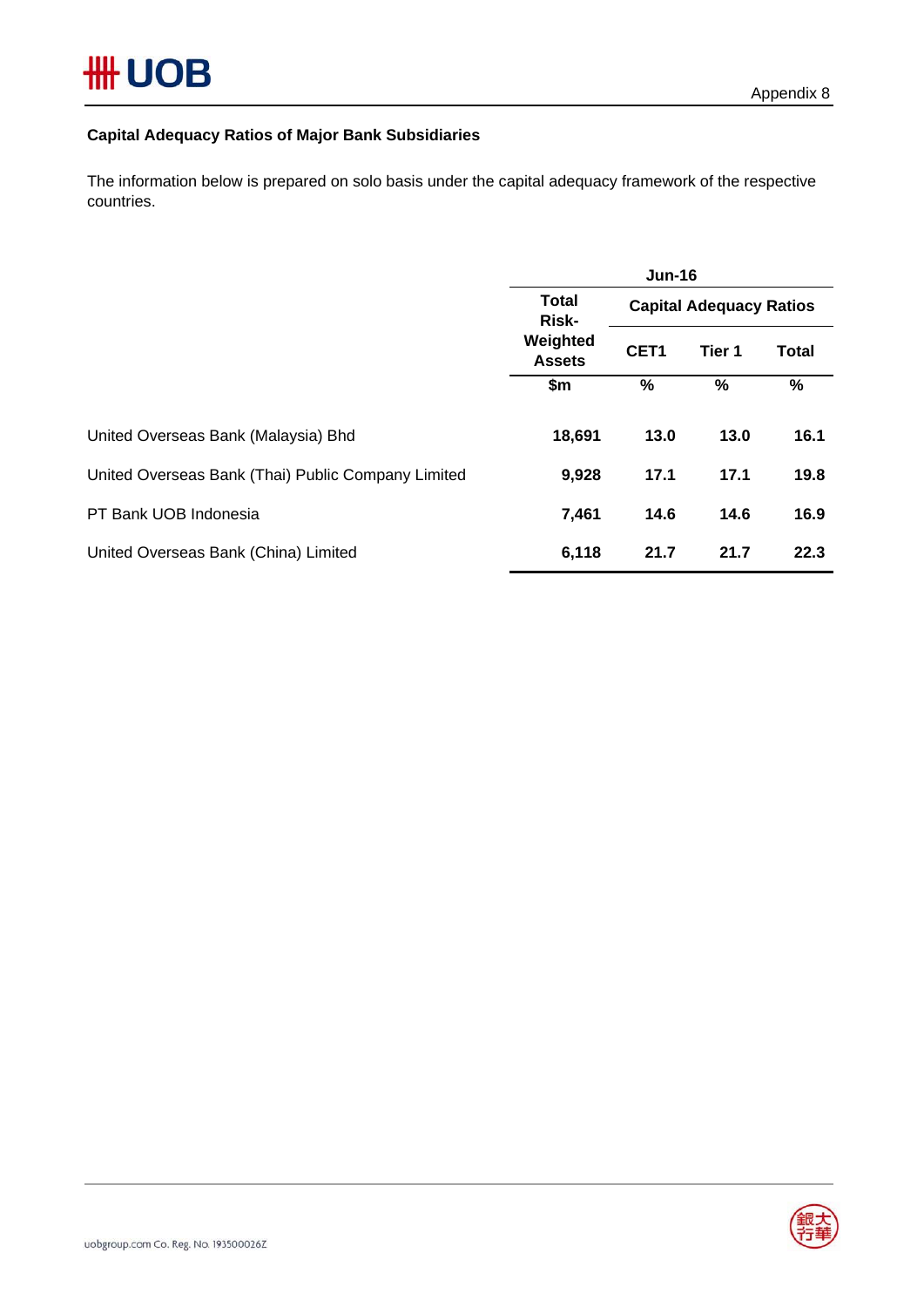## Capital Adequacy Ratios of Major Bank Subsidiaries

The information below is prepared on solo basis under the capital adequacy framework of the respective countries.

| | Jun-16 | | | |
|---|---|---|---|---|
| | Total Risk-Weighted Assets | Capital Adequacy Ratios | | |
| | | CET1 | Tier 1 | Total |
| | $m | % | % | % |
| United Overseas Bank (Malaysia) Bhd | **18,691** | **13.0** | **13.0** | **16.1** |
| United Overseas Bank (Thai) Public Company Limited | **9,928** | **17.1** | **17.1** | **19.8** |
| PT Bank UOB Indonesia | **7,461** | **14.6** | **14.6** | **16.9** |
| United Overseas Bank (China) Limited | **6,118** | **21.7** | **21.7** | **22.3** |